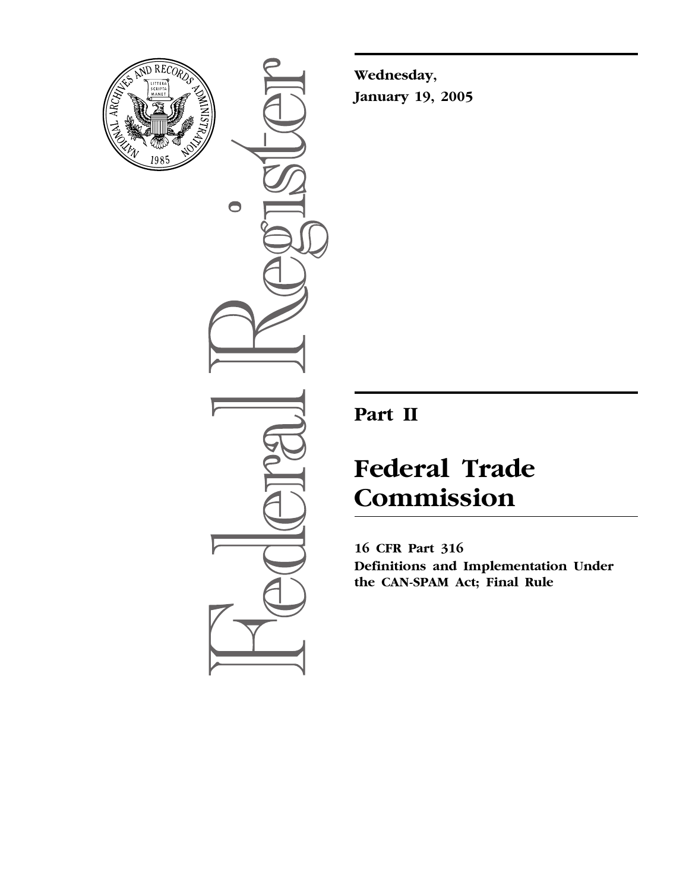**Wednesday,**
**January 19, 2005**

---

# Part II

# Federal Trade Commission

**16 CFR Part 316**
**Definitions and Implementation Under the CAN-SPAM Act; Final Rule**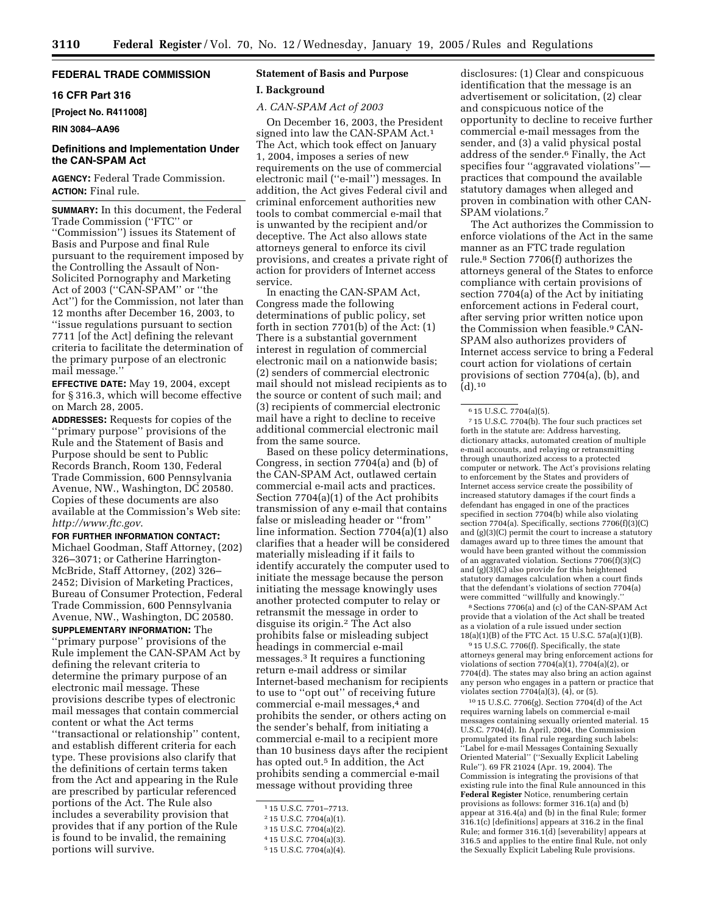## FEDERAL TRADE COMMISSION

### 16 CFR Part 316

**[Project No. R411008]**

**RIN 3084–AA96**

### Definitions and Implementation Under the CAN-SPAM Act

**AGENCY:** Federal Trade Commission.

**ACTION:** Final rule.

**SUMMARY:** In this document, the Federal Trade Commission (''FTC'' or ''Commission'') issues its Statement of Basis and Purpose and final Rule pursuant to the requirement imposed by the Controlling the Assault of Non-Solicited Pornography and Marketing Act of 2003 (''CAN-SPAM'' or ''the Act'') for the Commission, not later than 12 months after December 16, 2003, to ''issue regulations pursuant to section 7711 [of the Act] defining the relevant criteria to facilitate the determination of the primary purpose of an electronic mail message.''

**EFFECTIVE DATE:** May 19, 2004, except for § 316.3, which will become effective on March 28, 2005.

**ADDRESSES:** Requests for copies of the ''primary purpose'' provisions of the Rule and the Statement of Basis and Purpose should be sent to Public Records Branch, Room 130, Federal Trade Commission, 600 Pennsylvania Avenue, NW., Washington, DC 20580. Copies of these documents are also available at the Commission's Web site: *http://www.ftc.gov*.

**FOR FURTHER INFORMATION CONTACT:** Michael Goodman, Staff Attorney, (202) 326–3071; or Catherine Harrington-McBride, Staff Attorney, (202) 326–2452; Division of Marketing Practices, Bureau of Consumer Protection, Federal Trade Commission, 600 Pennsylvania Avenue, NW., Washington, DC 20580.

**SUPPLEMENTARY INFORMATION:** The ''primary purpose'' provisions of the Rule implement the CAN-SPAM Act by defining the relevant criteria to determine the primary purpose of an electronic mail message. These provisions describe types of electronic mail messages that contain commercial content or what the Act terms ''transactional or relationship'' content, and establish different criteria for each type. These provisions also clarify that the definitions of certain terms taken from the Act and appearing in the Rule are prescribed by particular referenced portions of the Act. The Rule also includes a severability provision that provides that if any portion of the Rule is found to be invalid, the remaining portions will survive.

## Statement of Basis and Purpose

### I. Background

#### *A. CAN-SPAM Act of 2003*

On December 16, 2003, the President signed into law the CAN-SPAM Act.[1] The Act, which took effect on January 1, 2004, imposes a series of new requirements on the use of commercial electronic mail (''e-mail'') messages. In addition, the Act gives Federal civil and criminal enforcement authorities new tools to combat commercial e-mail that is unwanted by the recipient and/or deceptive. The Act also allows state attorneys general to enforce its civil provisions, and creates a private right of action for providers of Internet access service.

In enacting the CAN-SPAM Act, Congress made the following determinations of public policy, set forth in section 7701(b) of the Act: (1) There is a substantial government interest in regulation of commercial electronic mail on a nationwide basis; (2) senders of commercial electronic mail should not mislead recipients as to the source or content of such mail; and (3) recipients of commercial electronic mail have a right to decline to receive additional commercial electronic mail from the same source.

Based on these policy determinations, Congress, in section 7704(a) and (b) of the CAN-SPAM Act, outlawed certain commercial e-mail acts and practices. Section 7704(a)(1) of the Act prohibits transmission of any e-mail that contains false or misleading header or ''from'' line information. Section 7704(a)(1) also clarifies that a header will be considered materially misleading if it fails to identify accurately the computer used to initiate the message because the person initiating the message knowingly uses another protected computer to relay or retransmit the message in order to disguise its origin.[2] The Act also prohibits false or misleading subject headings in commercial e-mail messages.[3] It requires a functioning return e-mail address or similar Internet-based mechanism for recipients to use to ''opt out'' of receiving future commercial e-mail messages,[4] and prohibits the sender, or others acting on the sender's behalf, from initiating a commercial e-mail to a recipient more than 10 business days after the recipient has opted out.[5] In addition, the Act prohibits sending a commercial e-mail message without providing three disclosures: (1) Clear and conspicuous identification that the message is an advertisement or solicitation, (2) clear and conspicuous notice of the opportunity to decline to receive further commercial e-mail messages from the sender, and (3) a valid physical postal address of the sender.[6] Finally, the Act specifies four ''aggravated violations''—practices that compound the available statutory damages when alleged and proven in combination with other CAN-SPAM violations.[7]

The Act authorizes the Commission to enforce violations of the Act in the same manner as an FTC trade regulation rule.[8] Section 7706(f) authorizes the attorneys general of the States to enforce compliance with certain provisions of section 7704(a) of the Act by initiating enforcement actions in Federal court, after serving prior written notice upon the Commission when feasible.[9] CAN-SPAM also authorizes providers of Internet access service to bring a Federal court action for violations of certain provisions of section 7704(a), (b), and (d).[10]

---

[1] 15 U.S.C. 7701–7713.

[2] 15 U.S.C. 7704(a)(1).

[3] 15 U.S.C. 7704(a)(2).

[4] 15 U.S.C. 7704(a)(3).

[5] 15 U.S.C. 7704(a)(4).

[6] 15 U.S.C. 7704(a)(5).

[7] 15 U.S.C. 7704(b). The four such practices set forth in the statute are: Address harvesting, dictionary attacks, automated creation of multiple e-mail accounts, and relaying or retransmitting through unauthorized access to a protected computer or network. The Act's provisions relating to enforcement by the States and providers of Internet access service create the possibility of increased statutory damages if the court finds a defendant has engaged in one of the practices specified in section 7704(b) while also violating section 7704(a). Specifically, sections 7706(f)(3)(C) and (g)(3)(C) permit the court to increase a statutory damages award up to three times the amount that would have been granted without the commission of an aggravated violation. Sections 7706(f)(3)(C) and (g)(3)(C) also provide for this heightened statutory damages calculation when a court finds that the defendant's violations of section 7704(a) were committed ''willfully and knowingly.''

[8] Sections 7706(a) and (c) of the CAN-SPAM Act provide that a violation of the Act shall be treated as a violation of a rule issued under section 18(a)(1)(B) of the FTC Act. 15 U.S.C. 57a(a)(1)(B).

[9] 15 U.S.C. 7706(f). Specifically, the state attorneys general may bring enforcement actions for violations of section 7704(a)(1), 7704(a)(2), or 7704(d). The states may also bring an action against any person who engages in a pattern or practice that violates section 7704(a)(3), (4), or (5).

[10] 15 U.S.C. 7706(g). Section 7704(d) of the Act requires warning labels on commercial e-mail messages containing sexually oriented material. 15 U.S.C. 7704(d). In April, 2004, the Commission promulgated its final rule regarding such labels: ''Label for e-mail Messages Containing Sexually Oriented Material'' (''Sexually Explicit Labeling Rule''). 69 FR 21024 (Apr. 19, 2004). The Commission is integrating the provisions of that existing rule into the final Rule announced in this **Federal Register** Notice, renumbering certain provisions as follows: former 316.1(a) and (b) appear at 316.4(a) and (b) in the final Rule; former 316.1(c) [definitions] appears at 316.2 in the final Rule; and former 316.1(d) [severability] appears at 316.5 and applies to the entire final Rule, not only the Sexually Explicit Labeling Rule provisions.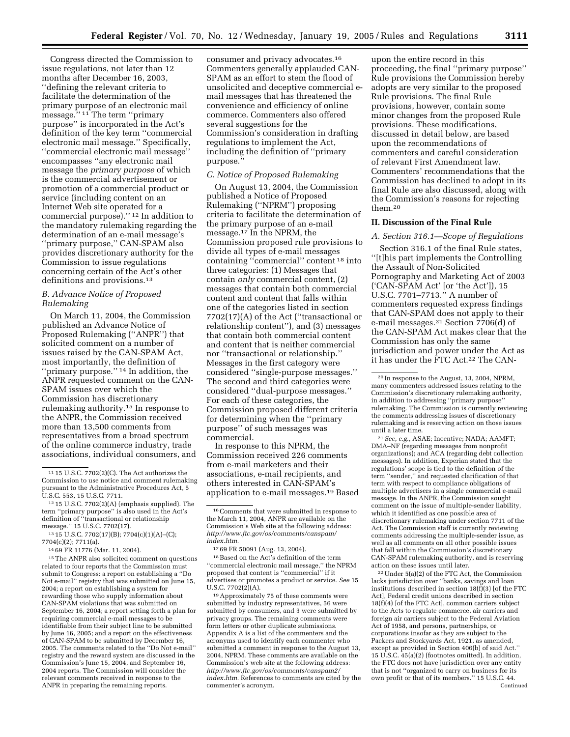Congress directed the Commission to issue regulations, not later than 12 months after December 16, 2003, ''defining the relevant criteria to facilitate the determination of the primary purpose of an electronic mail message.'' [11] The term ''primary purpose'' is incorporated in the Act's definition of the key term ''commercial electronic mail message.'' Specifically, ''commercial electronic mail message'' encompasses ''any electronic mail message the *primary purpose* of which is the commercial advertisement or promotion of a commercial product or service (including content on an Internet Web site operated for a commercial purpose).'' [12] In addition to the mandatory rulemaking regarding the determination of an e-mail message's ''primary purpose,'' CAN-SPAM also provides discretionary authority for the Commission to issue regulations concerning certain of the Act's other definitions and provisions.[13]

### *B. Advance Notice of Proposed Rulemaking*

On March 11, 2004, the Commission published an Advance Notice of Proposed Rulemaking (''ANPR'') that solicited comment on a number of issues raised by the CAN-SPAM Act, most importantly, the definition of ''primary purpose.'' [14] In addition, the ANPR requested comment on the CAN-SPAM issues over which the Commission has discretionary rulemaking authority.[15] In response to the ANPR, the Commission received more than 13,500 comments from representatives from a broad spectrum of the online commerce industry, trade associations, individual consumers, and consumer and privacy advocates.[16] Commenters generally applauded CAN-SPAM as an effort to stem the flood of unsolicited and deceptive commercial e-mail messages that has threatened the convenience and efficiency of online commerce. Commenters also offered several suggestions for the Commission's consideration in drafting regulations to implement the Act, including the definition of ''primary purpose.''

### *C. Notice of Proposed Rulemaking*

On August 13, 2004, the Commission published a Notice of Proposed Rulemaking (''NPRM'') proposing criteria to facilitate the determination of the primary purpose of an e-mail message.[17] In the NPRM, the Commission proposed rule provisions to divide all types of e-mail messages containing ''commercial'' content [18] into three categories: (1) Messages that contain *only* commercial content, (2) messages that contain both commercial content and content that falls within one of the categories listed in section 7702(17)(A) of the Act (''transactional or relationship content''), and (3) messages that contain both commercial content and content that is neither commercial nor ''transactional or relationship.'' Messages in the first category were considered ''single-purpose messages.'' The second and third categories were considered ''dual-purpose messages.'' For each of these categories, the Commission proposed different criteria for determining when the ''primary purpose'' of such messages was commercial.

In response to this NPRM, the Commission received 226 comments from e-mail marketers and their associations, e-mail recipients, and others interested in CAN-SPAM's application to e-mail messages.[19] Based upon the entire record in this proceeding, the final ''primary purpose'' Rule provisions the Commission hereby adopts are very similar to the proposed Rule provisions. The final Rule provisions, however, contain some minor changes from the proposed Rule provisions. These modifications, discussed in detail below, are based upon the recommendations of commenters and careful consideration of relevant First Amendment law. Commenters' recommendations that the Commission has declined to adopt in its final Rule are also discussed, along with the Commission's reasons for rejecting them.[20]

## II. Discussion of the Final Rule

### *A. Section 316.1—Scope of Regulations*

Section 316.1 of the final Rule states, ''[t]his part implements the Controlling the Assault of Non-Solicited Pornography and Marketing Act of 2003 ('CAN-SPAM Act' [or 'the Act']), 15 U.S.C. 7701–7713.'' A number of commenters requested express findings that CAN-SPAM does not apply to their e-mail messages.[21] Section 7706(d) of the CAN-SPAM Act makes clear that the Commission has only the same jurisdiction and power under the Act as it has under the FTC Act.[22] The CAN-

---

[11] 15 U.S.C. 7702(2)(C). The Act authorizes the Commission to use notice and comment rulemaking pursuant to the Administrative Procedures Act, 5 U.S.C. 553, 15 U.S.C. 7711.

[12] 15 U.S.C. 7702(2)(A) (emphasis supplied). The term ''primary purpose'' is also used in the Act's definition of ''transactional or relationship message.'' 15 U.S.C. 7702(17).

[13] 15 U.S.C. 7702(17)(B); 7704(c)(1)(A)–(C); 7704(c)(2); 7711(a).

[14] 69 FR 11776 (Mar. 11, 2004).

[15] The ANPR also solicited comment on questions related to four reports that the Commission must submit to Congress: a report on establishing a ''Do Not e-mail'' registry that was submitted on June 15, 2004; a report on establishing a system for rewarding those who supply information about CAN-SPAM violations that was submitted on September 16, 2004; a report setting forth a plan for requiring commercial e-mail messages to be identifiable from their subject line to be submitted by June 16, 2005; and a report on the effectiveness of CAN-SPAM to be submitted by December 16, 2005. The comments related to the ''Do Not e-mail'' registry and the reward system are discussed in the Commission's June 15, 2004, and September 16, 2004 reports. The Commission will consider the relevant comments received in response to the ANPR in preparing the remaining reports.

[16] Comments that were submitted in response to the March 11, 2004, ANPR are available on the Commission's Web site at the following address: *http://www.ftc.gov/os/comments/canspam/index.htm*.

[17] 69 FR 50091 (Aug. 13, 2004).

[18] Based on the Act's definition of the term ''commercial electronic mail message,'' the NPRM proposed that content is ''commercial'' if it advertises or promotes a product or service. *See* 15 U.S.C. 7702(2)(A).

[19] Approximately 75 of these comments were submitted by industry representatives, 56 were submitted by consumers, and 3 were submitted by privacy groups. The remaining comments were form letters or other duplicate submissions. Appendix A is a list of the commenters and the acronyms used to identify each commenter who submitted a comment in response to the August 13, 2004, NPRM. These comments are available on the Commission's web site at the following address: *http://www.ftc.gov/os/comments/canspam2/index.htm*. References to comments are cited by the commenter's acronym.

[20] In response to the August, 13, 2004, NPRM, many commenters addressed issues relating to the Commission's discretionary rulemaking authority, in addition to addressing ''primary purpose'' rulemaking. The Commission is currently reviewing the comments addressing issues of discretionary rulemaking and is reserving action on those issues until a later time.

[21] *See, e.g.*, ASAE; Incentive; NADA; AAMFT; DMA–NF (regarding messages from nonprofit organizations); and ACA (regarding debt collection messages). In addition, Experian stated that the regulations' scope is tied to the definition of the term ''sender,'' and requested clarification of that term with respect to compliance obligations of multiple advertisers in a single commercial e-mail message. In the ANPR, the Commission sought comment on the issue of multiple-sender liability, which it identified as one possible area of discretionary rulemaking under section 7711 of the Act. The Commission staff is currently reviewing comments addressing the multiple-sender issue, as well as all comments on all other possible issues that fall within the Commission's discretionary CAN-SPAM rulemaking authority, and is reserving action on these issues until later.

[22] Under 5(a)(2) of the FTC Act, the Commission lacks jurisdiction over ''banks, savings and loan institutions described in section 18(f)(3) [of the FTC Act], Federal credit unions described in section 18(f)(4) [of the FTC Act], common carriers subject to the Acts to regulate commerce, air carriers and foreign air carriers subject to the Federal Aviation Act of 1958, and persons, partnerships, or corporations insofar as they are subject to the Packers and Stockyards Act, 1921, as amended, except as provided in Section 406(b) of said Act.'' 15 U.S.C. 45(a)(2) (footnotes omitted). In addition, the FTC does not have jurisdiction over any entity that is not ''organized to carry on business for its own profit or that of its members.'' 15 U.S.C. 44. Continued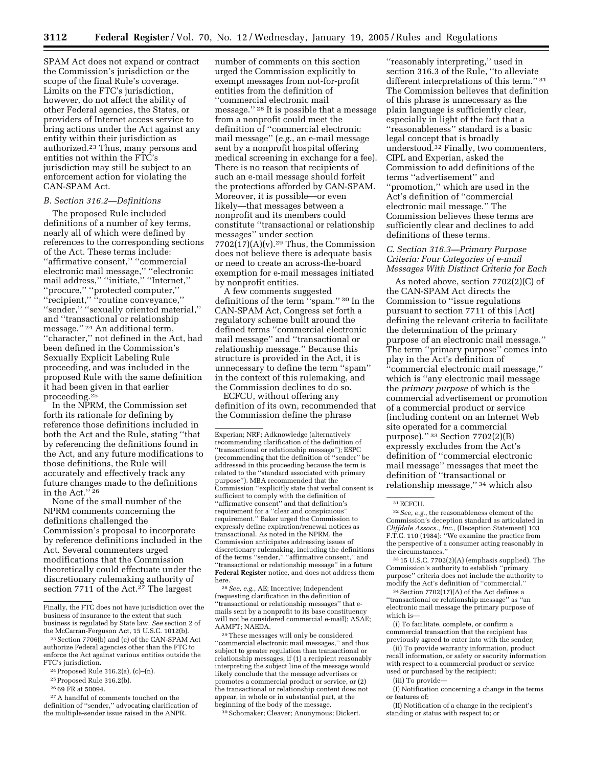SPAM Act does not expand or contract the Commission's jurisdiction or the scope of the final Rule's coverage. Limits on the FTC's jurisdiction, however, do not affect the ability of other Federal agencies, the States, or providers of Internet access service to bring actions under the Act against any entity within their jurisdiction as authorized.[23] Thus, many persons and entities not within the FTC's jurisdiction may still be subject to an enforcement action for violating the CAN-SPAM Act.

### *B. Section 316.2—Definitions*

The proposed Rule included definitions of a number of key terms, nearly all of which were defined by references to the corresponding sections of the Act. These terms include: ''affirmative consent,'' ''commercial electronic mail message,'' ''electronic mail address,'' ''initiate,'' ''Internet,'' ''procure,'' ''protected computer,'' ''recipient,'' ''routine conveyance,'' ''sender,'' ''sexually oriented material,'' and ''transactional or relationship message.''[24] An additional term, ''character,'' not defined in the Act, had been defined in the Commission's Sexually Explicit Labeling Rule proceeding, and was included in the proposed Rule with the same definition it had been given in that earlier proceeding.[25]

In the NPRM, the Commission set forth its rationale for defining by reference those definitions included in both the Act and the Rule, stating ''that by referencing the definitions found in the Act, and any future modifications to those definitions, the Rule will accurately and effectively track any future changes made to the definitions in the Act.''[26]

None of the small number of the NPRM comments concerning the definitions challenged the Commission's proposal to incorporate by reference definitions included in the Act. Several commenters urged modifications that the Commission theoretically could effectuate under the discretionary rulemaking authority of section 7711 of the Act.[27] The largest number of comments on this section urged the Commission explicitly to exempt messages from not-for-profit entities from the definition of ''commercial electronic mail message.''[28] It is possible that a message from a nonprofit could meet the definition of ''commercial electronic mail message'' (*e.g.*, an e-mail message sent by a nonprofit hospital offering medical screening in exchange for a fee). There is no reason that recipients of such an e-mail message should forfeit the protections afforded by CAN-SPAM. Moreover, it is possible—or even likely—that messages between a nonprofit and its members could constitute ''transactional or relationship messages'' under section 7702(17)(A)(v).[29] Thus, the Commission does not believe there is adequate basis or need to create an across-the-board exemption for e-mail messages initiated by nonprofit entities.

A few comments suggested definitions of the term ''spam.''[30] In the CAN-SPAM Act, Congress set forth a regulatory scheme built around the defined terms ''commercial electronic mail message'' and ''transactional or relationship message.'' Because this structure is provided in the Act, it is unnecessary to define the term ''spam'' in the context of this rulemaking, and the Commission declines to do so.

ECFCU, without offering any definition of its own, recommended that the Commission define the phrase ''reasonably interpreting,'' used in section 316.3 of the Rule, ''to alleviate different interpretations of this term.''[31] The Commission believes that definition of this phrase is unnecessary as the plain language is sufficiently clear, especially in light of the fact that a ''reasonableness'' standard is a basic legal concept that is broadly understood.[32] Finally, two commenters, CIPL and Experian, asked the Commission to add definitions of the terms ''advertisement'' and ''promotion,'' which are used in the Act's definition of ''commercial electronic mail message.'' The Commission believes these terms are sufficiently clear and declines to add definitions of these terms.

### *C. Section 316.3—Primary Purpose Criteria: Four Categories of e-mail Messages With Distinct Criteria for Each*

As noted above, section 7702(2)(C) of the CAN-SPAM Act directs the Commission to ''issue regulations pursuant to section 7711 of this [Act] defining the relevant criteria to facilitate the determination of the primary purpose of an electronic mail message.'' The term ''primary purpose'' comes into play in the Act's definition of ''commercial electronic mail message,'' which is ''any electronic mail message the *primary purpose* of which is the commercial advertisement or promotion of a commercial product or service (including content on an Internet Web site operated for a commercial purpose).''[33] Section 7702(2)(B) expressly excludes from the Act's definition of ''commercial electronic mail message'' messages that meet the definition of ''transactional or relationship message,''[34] which also

---

Finally, the FTC does not have jurisdiction over the business of insurance to the extent that such business is regulated by State law. *See* section 2 of the McCarran-Ferguson Act, 15 U.S.C. 1012(b).

[23] Section 7706(b) and (c) of the CAN-SPAM Act authorize Federal agencies other than the FTC to enforce the Act against various entities outside the FTC's jurisdiction.

[24] Proposed Rule 316.2(a), (c)–(n).

[25] Proposed Rule 316.2(b).

[26] 69 FR at 50094.

[27] A handful of comments touched on the definition of ''sender,'' advocating clarification of the multiple-sender issue raised in the ANPR. Experian; NRF; Adknowledge (alternatively recommending clarification of the definition of ''transactional or relationship message''); ESPC (recommending that the definition of ''sender'' be addressed in this proceeding because the term is related to the ''standard associated with primary purpose''). MBA recommended that the Commission ''explicitly state that verbal consent is sufficient to comply with the definition of ''affirmative consent'' and that definition's requirement for a ''clear and conspicuous'' requirement.'' Baker urged the Commission to expressly define expiration/renewal notices as transactional. As noted in the NPRM, the Commission anticipates addressing issues of discretionary rulemaking, including the definitions of the terms ''sender,'' ''affirmative consent,'' and ''transactional or relationship message'' in a future **Federal Register** notice, and does not address them here.

[28] *See, e.g.*, AE; Incentive; Independent (requesting clarification in the definition of ''transactional or relationship messages'' that e-mails sent by a nonprofit to its base constituency will not be considered commercial e-mail); ASAE; AAMFT; NAEDA.

[29] These messages will only be considered ''commercial electronic mail messages,'' and thus subject to greater regulation than transactional or relationship messages, if (1) a recipient reasonably interpreting the subject line of the message would likely conclude that the message advertises or promotes a commercial product or service, or (2) the transactional or relationship content does not appear, in whole or in substantial part, at the beginning of the body of the message.

[30] Schomaker; Cleaver; Anonymous; Dickert.

[31] ECFCU.

[32] *See, e.g.*, the reasonableness element of the Commission's deception standard as articulated in *Cliffdale Assocs., Inc.*, (Deception Statement) 103 F.T.C. 110 (1984): ''We examine the practice from the perspective of a consumer acting reasonably in the circumstances.''

[33] 15 U.S.C. 7702(2)(A) (emphasis supplied). The Commission's authority to establish ''primary purpose'' criteria does not include the authority to modify the Act's definition of ''commercial.''

[34] Section 7702(17)(A) of the Act defines a ''transactional or relationship message'' as ''an electronic mail message the primary purpose of which is—

(i) To facilitate, complete, or confirm a commercial transaction that the recipient has previously agreed to enter into with the sender;

(ii) To provide warranty information, product recall information, or safety or security information with respect to a commercial product or service used or purchased by the recipient;

(iii) To provide—

(I) Notification concerning a change in the terms or features of;

(II) Notification of a change in the recipient's standing or status with respect to; or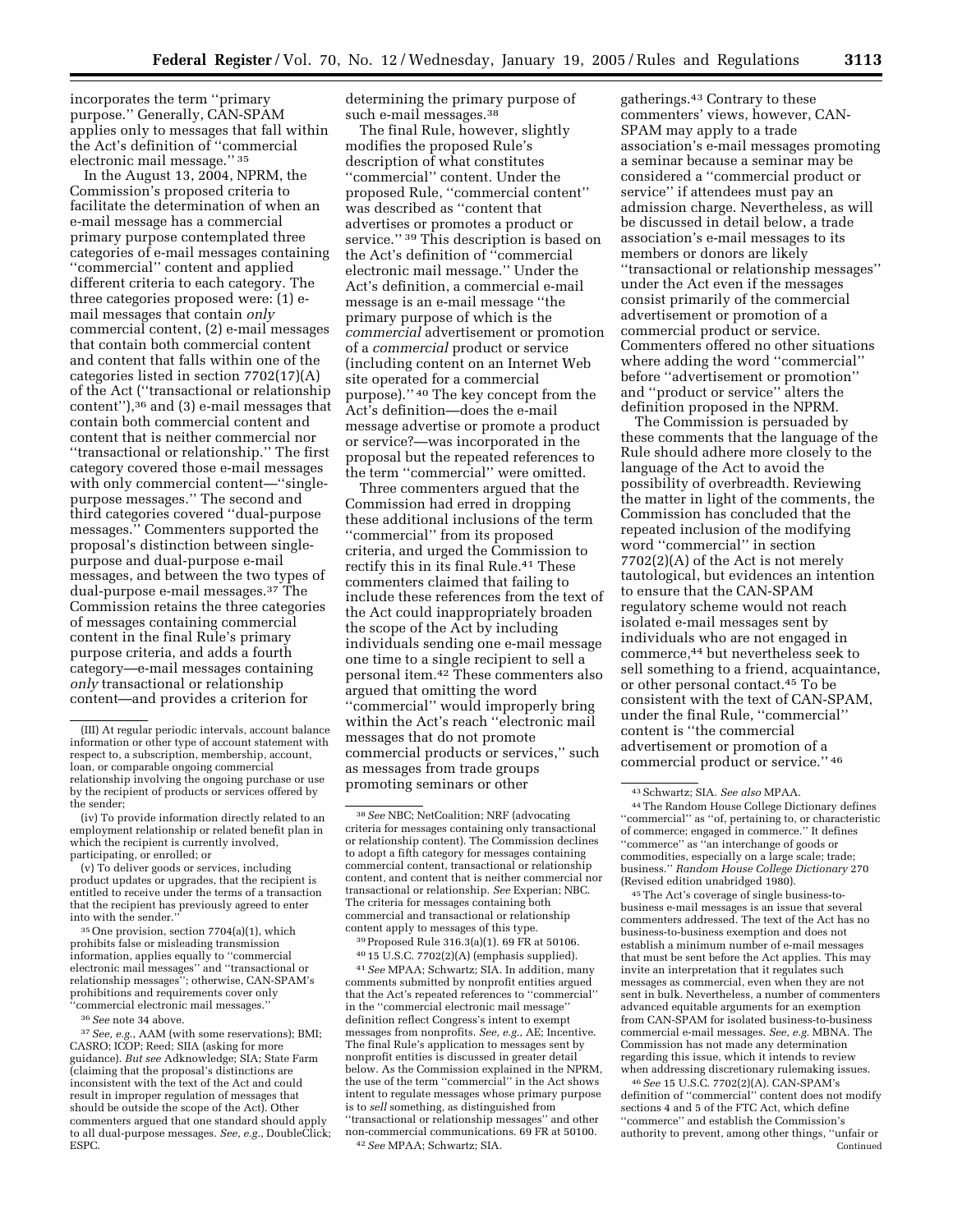incorporates the term "primary purpose." Generally, CAN-SPAM applies only to messages that fall within the Act's definition of "commercial electronic mail message." [35]

In the August 13, 2004, NPRM, the Commission's proposed criteria to facilitate the determination of when an e-mail message has a commercial primary purpose contemplated three categories of e-mail messages containing "commercial" content and applied different criteria to each category. The three categories proposed were: (1) e-mail messages that contain *only* commercial content, (2) e-mail messages that contain both commercial content and content that falls within one of the categories listed in section 7702(17)(A) of the Act ("transactional or relationship content"),[36] and (3) e-mail messages that contain both commercial content and content that is neither commercial nor "transactional or relationship." The first category covered those e-mail messages with only commercial content—"single-purpose messages." The second and third categories covered "dual-purpose messages." Commenters supported the proposal's distinction between single-purpose and dual-purpose e-mail messages, and between the two types of dual-purpose e-mail messages.[37] The Commission retains the three categories of messages containing commercial content in the final Rule's primary purpose criteria, and adds a fourth category—e-mail messages containing *only* transactional or relationship content—and provides a criterion for determining the primary purpose of such e-mail messages.[38]

The final Rule, however, slightly modifies the proposed Rule's description of what constitutes "commercial" content. Under the proposed Rule, "commercial content" was described as "content that advertises or promotes a product or service." [39] This description is based on the Act's definition of "commercial electronic mail message." Under the Act's definition, a commercial e-mail message is an e-mail message "the primary purpose of which is the *commercial* advertisement or promotion of a *commercial* product or service (including content on an Internet Web site operated for a commercial purpose)." [40] The key concept from the Act's definition—does the e-mail message advertise or promote a product or service?—was incorporated in the proposal but the repeated references to the term "commercial" were omitted.

Three commenters argued that the Commission had erred in dropping these additional inclusions of the term "commercial" from its proposed criteria, and urged the Commission to rectify this in its final Rule.[41] These commenters claimed that failing to include these references from the text of the Act could inappropriately broaden the scope of the Act by including individuals sending one e-mail message one time to a single recipient to sell a personal item.[42] These commenters also argued that omitting the word "commercial" would improperly bring within the Act's reach "electronic mail messages that do not promote commercial products or services," such as messages from trade groups promoting seminars or other gatherings.[43] Contrary to these commenters' views, however, CAN-SPAM may apply to a trade association's e-mail messages promoting a seminar because a seminar may be considered a "commercial product or service" if attendees must pay an admission charge. Nevertheless, as will be discussed in detail below, a trade association's e-mail messages to its members or donors are likely "transactional or relationship messages" under the Act even if the messages consist primarily of the commercial advertisement or promotion of a commercial product or service. Commenters offered no other situations where adding the word "commercial" before "advertisement or promotion" and "product or service" alters the definition proposed in the NPRM.

The Commission is persuaded by these comments that the language of the Rule should adhere more closely to the language of the Act to avoid the possibility of overbreadth. Reviewing the matter in light of the comments, the Commission has concluded that the repeated inclusion of the modifying word "commercial" in section 7702(2)(A) of the Act is not merely tautological, but evidences an intention to ensure that the CAN-SPAM regulatory scheme would not reach isolated e-mail messages sent by individuals who are not engaged in commerce,[44] but nevertheless seek to sell something to a friend, acquaintance, or other personal contact.[45] To be consistent with the text of CAN-SPAM, under the final Rule, "commercial" content is "the commercial advertisement or promotion of a commercial product or service." [46]

---

(III) At regular periodic intervals, account balance information or other type of account statement with respect to, a subscription, membership, account, loan, or comparable ongoing commercial relationship involving the ongoing purchase or use by the recipient of products or services offered by the sender;

(iv) To provide information directly related to an employment relationship or related benefit plan in which the recipient is currently involved, participating, or enrolled; or

(v) To deliver goods or services, including product updates or upgrades, that the recipient is entitled to receive under the terms of a transaction that the recipient has previously agreed to enter into with the sender."

[35] One provision, section 7704(a)(1), which prohibits false or misleading transmission information, applies equally to "commercial electronic mail messages" and "transactional or relationship messages"; otherwise, CAN-SPAM's prohibitions and requirements cover only "commercial electronic mail messages."

[36] *See* note 34 above.

[37] *See, e.g.*, AAM (with some reservations); BMI; CASRO; ICOP; Reed; SIIA (asking for more guidance). *But see* Adknowledge; SIA; State Farm (claiming that the proposal's distinctions are inconsistent with the text of the Act and could result in improper regulation of messages that should be outside the scope of the Act). Other commenters argued that one standard should apply to all dual-purpose messages. *See, e.g.*, DoubleClick; ESPC.

[38] *See* NBC; NetCoalition; NRF (advocating criteria for messages containing only transactional or relationship content). The Commission declines to adopt a fifth category for messages containing commercial content, transactional or relationship content, and content that is neither commercial nor transactional or relationship. *See* Experian; NBC. The criteria for messages containing both commercial and transactional or relationship content apply to messages of this type.

[39] Proposed Rule 316.3(a)(1). 69 FR at 50106.

[40] 15 U.S.C. 7702(2)(A) (emphasis supplied).

[41] *See* MPAA; Schwartz; SIA. In addition, many comments submitted by nonprofit entities argued that the Act's repeated references to "commercial" in the "commercial electronic mail message" definition reflect Congress's intent to exempt messages from nonprofits. *See, e.g.*, AE; Incentive. The final Rule's application to messages sent by nonprofit entities is discussed in greater detail below. As the Commission explained in the NPRM, the use of the term "commercial" in the Act shows intent to regulate messages whose primary purpose is to *sell* something, as distinguished from "transactional or relationship messages" and other non-commercial communications. 69 FR at 50100.

[42] *See* MPAA; Schwartz; SIA.

[43] Schwartz; SIA. *See also* MPAA.

[44] The Random House College Dictionary defines "commercial" as "of, pertaining to, or characteristic of commerce; engaged in commerce." It defines "commerce" as "an interchange of goods or commodities, especially on a large scale; trade; business." *Random House College Dictionary* 270 (Revised edition unabridged 1980).

[45] The Act's coverage of single business-to-business e-mail messages is an issue that several commenters addressed. The text of the Act has no business-to-business exemption and does not establish a minimum number of e-mail messages that must be sent before the Act applies. This may invite an interpretation that it regulates such messages as commercial, even when they are not sent in bulk. Nevertheless, a number of commenters advanced equitable arguments for an exemption from CAN-SPAM for isolated business-to-business commercial e-mail messages. *See, e.g.* MBNA. The Commission has not made any determination regarding this issue, which it intends to review when addressing discretionary rulemaking issues.

[46] *See* 15 U.S.C. 7702(2)(A). CAN-SPAM's definition of "commercial" content does not modify sections 4 and 5 of the FTC Act, which define "commerce" and establish the Commission's authority to prevent, among other things, "unfair or

Continued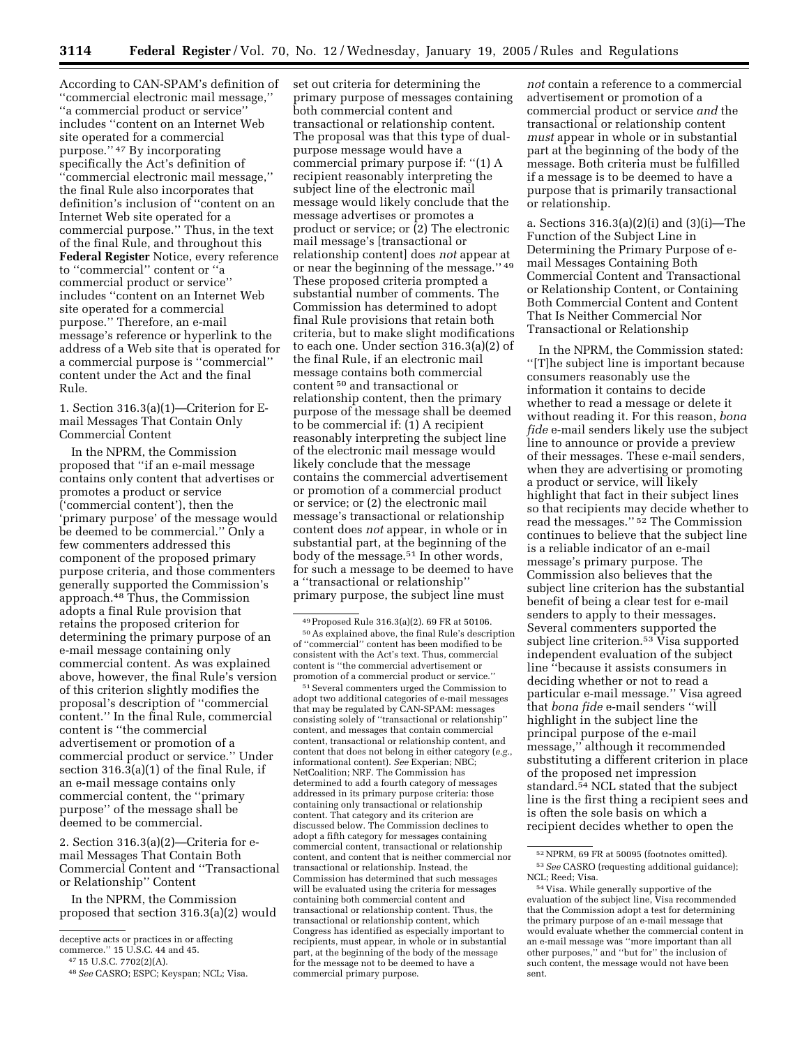According to CAN-SPAM's definition of ''commercial electronic mail message,'' ''a commercial product or service'' includes ''content on an Internet Web site operated for a commercial purpose.'' [47] By incorporating specifically the Act's definition of ''commercial electronic mail message,'' the final Rule also incorporates that definition's inclusion of ''content on an Internet Web site operated for a commercial purpose.'' Thus, in the text of the final Rule, and throughout this **Federal Register** Notice, every reference to ''commercial'' content or ''a commercial product or service'' includes ''content on an Internet Web site operated for a commercial purpose.'' Therefore, an e-mail message's reference or hyperlink to the address of a Web site that is operated for a commercial purpose is ''commercial'' content under the Act and the final Rule.

1. Section 316.3(a)(1)—Criterion for E-mail Messages That Contain Only Commercial Content

In the NPRM, the Commission proposed that ''if an e-mail message contains only content that advertises or promotes a product or service ('commercial content'), then the 'primary purpose' of the message would be deemed to be commercial.'' Only a few commenters addressed this component of the proposed primary purpose criteria, and those commenters generally supported the Commission's approach.[48] Thus, the Commission adopts a final Rule provision that retains the proposed criterion for determining the primary purpose of an e-mail message containing only commercial content. As was explained above, however, the final Rule's version of this criterion slightly modifies the proposal's description of ''commercial content.'' In the final Rule, commercial content is ''the commercial advertisement or promotion of a commercial product or service.'' Under section 316.3(a)(1) of the final Rule, if an e-mail message contains only commercial content, the ''primary purpose'' of the message shall be deemed to be commercial.

2. Section 316.3(a)(2)—Criteria for e-mail Messages That Contain Both Commercial Content and ''Transactional or Relationship'' Content

In the NPRM, the Commission proposed that section 316.3(a)(2) would set out criteria for determining the primary purpose of messages containing both commercial content and transactional or relationship content. The proposal was that this type of dual-purpose message would have a commercial primary purpose if: ''(1) A recipient reasonably interpreting the subject line of the electronic mail message would likely conclude that the message advertises or promotes a product or service; or (2) The electronic mail message's [transactional or relationship content] does *not* appear at or near the beginning of the message.'' [49] These proposed criteria prompted a substantial number of comments. The Commission has determined to adopt final Rule provisions that retain both criteria, but to make slight modifications to each one. Under section 316.3(a)(2) of the final Rule, if an electronic mail message contains both commercial content [50] and transactional or relationship content, then the primary purpose of the message shall be deemed to be commercial if: (1) A recipient reasonably interpreting the subject line of the electronic mail message would likely conclude that the message contains the commercial advertisement or promotion of a commercial product or service; or (2) the electronic mail message's transactional or relationship content does *not* appear, in whole or in substantial part, at the beginning of the body of the message.[51] In other words, for such a message to be deemed to have a ''transactional or relationship'' primary purpose, the subject line must *not* contain a reference to a commercial advertisement or promotion of a commercial product or service *and* the transactional or relationship content *must* appear in whole or in substantial part at the beginning of the body of the message. Both criteria must be fulfilled if a message is to be deemed to have a purpose that is primarily transactional or relationship.

a. Sections 316.3(a)(2)(i) and (3)(i)—The Function of the Subject Line in Determining the Primary Purpose of e-mail Messages Containing Both Commercial Content and Transactional or Relationship Content, or Containing Both Commercial Content and Content That Is Neither Commercial Nor Transactional or Relationship

In the NPRM, the Commission stated: ''[T]he subject line is important because consumers reasonably use the information it contains to decide whether to read a message or delete it without reading it. For this reason, *bona fide* e-mail senders likely use the subject line to announce or provide a preview of their messages. These e-mail senders, when they are advertising or promoting a product or service, will likely highlight that fact in their subject lines so that recipients may decide whether to read the messages.'' [52] The Commission continues to believe that the subject line is a reliable indicator of an e-mail message's primary purpose. The Commission also believes that the subject line criterion has the substantial benefit of being a clear test for e-mail senders to apply to their messages. Several commenters supported the subject line criterion.[53] Visa supported independent evaluation of the subject line ''because it assists consumers in deciding whether or not to read a particular e-mail message.'' Visa agreed that *bona fide* e-mail senders ''will highlight in the subject line the principal purpose of the e-mail message,'' although it recommended substituting a different criterion in place of the proposed net impression standard.[54] NCL stated that the subject line is the first thing a recipient sees and is often the sole basis on which a recipient decides whether to open the

---

deceptive acts or practices in or affecting commerce.'' 15 U.S.C. 44 and 45.

[47] 15 U.S.C. 7702(2)(A).

[48] *See* CASRO; ESPC; Keyspan; NCL; Visa.

[49] Proposed Rule 316.3(a)(2). 69 FR at 50106.

[50] As explained above, the final Rule's description of ''commercial'' content has been modified to be consistent with the Act's text. Thus, commercial content is ''the commercial advertisement or promotion of a commercial product or service.''

[51] Several commenters urged the Commission to adopt two additional categories of e-mail messages that may be regulated by CAN-SPAM: messages consisting solely of ''transactional or relationship'' content, and messages that contain commercial content, transactional or relationship content, and content that does not belong in either category (*e.g.*, informational content). *See* Experian; NBC; NetCoalition; NRF. The Commission has determined to add a fourth category of messages addressed in its primary purpose criteria: those containing only transactional or relationship content. That category and its criterion are discussed below. The Commission declines to adopt a fifth category for messages containing commercial content, transactional or relationship content, and content that is neither commercial nor transactional or relationship. Instead, the Commission has determined that such messages will be evaluated using the criteria for messages containing both commercial content and transactional or relationship content. Thus, the transactional or relationship content, which Congress has identified as especially important to recipients, must appear, in whole or in substantial part, at the beginning of the body of the message for the message not to be deemed to have a commercial primary purpose.

[52] NPRM, 69 FR at 50095 (footnotes omitted).

[53] *See* CASRO (requesting additional guidance); NCL; Reed; Visa.

[54] Visa. While generally supportive of the evaluation of the subject line, Visa recommended that the Commission adopt a test for determining the primary purpose of an e-mail message that would evaluate whether the commercial content in an e-mail message was ''more important than all other purposes,'' and ''but for'' the inclusion of such content, the message would not have been sent.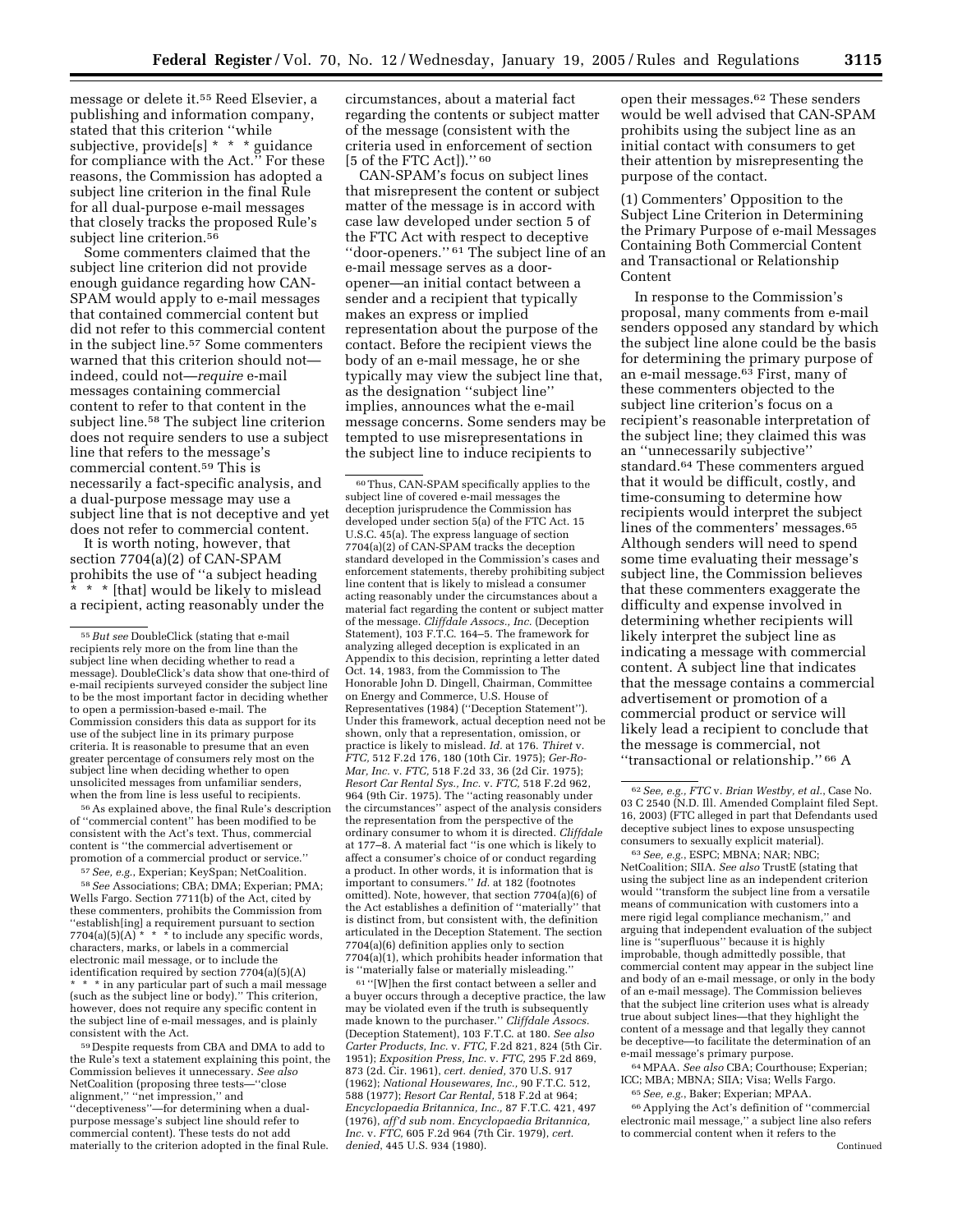message or delete it.[55] Reed Elsevier, a publishing and information company, stated that this criterion ''while subjective, provide[s] * * * guidance for compliance with the Act.'' For these reasons, the Commission has adopted a subject line criterion in the final Rule for all dual-purpose e-mail messages that closely tracks the proposed Rule's subject line criterion.[56]

Some commenters claimed that the subject line criterion did not provide enough guidance regarding how CAN-SPAM would apply to e-mail messages that contained commercial content but did not refer to this commercial content in the subject line.[57] Some commenters warned that this criterion should not—indeed, could not—*require* e-mail messages containing commercial content to refer to that content in the subject line.[58] The subject line criterion does not require senders to use a subject line that refers to the message's commercial content.[59] This is necessarily a fact-specific analysis, and a dual-purpose message may use a subject line that is not deceptive and yet does not refer to commercial content.

It is worth noting, however, that section 7704(a)(2) of CAN-SPAM prohibits the use of ''a subject heading * * * [that] would be likely to mislead a recipient, acting reasonably under the circumstances, about a material fact regarding the contents or subject matter of the message (consistent with the criteria used in enforcement of section [5 of the FTC Act]).''[60]

CAN-SPAM's focus on subject lines that misrepresent the content or subject matter of the message is in accord with case law developed under section 5 of the FTC Act with respect to deceptive ''door-openers.''[61] The subject line of an e-mail message serves as a door-opener—an initial contact between a sender and a recipient that typically makes an express or implied representation about the purpose of the contact. Before the recipient views the body of an e-mail message, he or she typically may view the subject line that, as the designation ''subject line'' implies, announces what the e-mail message concerns. Some senders may be tempted to use misrepresentations in the subject line to induce recipients to open their messages.[62] These senders would be well advised that CAN-SPAM prohibits using the subject line as an initial contact with consumers to get their attention by misrepresenting the purpose of the contact.

(1) Commenters' Opposition to the Subject Line Criterion in Determining the Primary Purpose of e-mail Messages Containing Both Commercial Content and Transactional or Relationship Content

In response to the Commission's proposal, many comments from e-mail senders opposed any standard by which the subject line alone could be the basis for determining the primary purpose of an e-mail message.[63] First, many of these commenters objected to the subject line criterion's focus on a recipient's reasonable interpretation of the subject line; they claimed this was an ''unnecessarily subjective'' standard.[64] These commenters argued that it would be difficult, costly, and time-consuming to determine how recipients would interpret the subject lines of the commenters' messages.[65] Although senders will need to spend some time evaluating their message's subject line, the Commission believes that these commenters exaggerate the difficulty and expense involved in determining whether recipients will likely interpret the subject line as indicating a message with commercial content. A subject line that indicates that the message contains a commercial advertisement or promotion of a commercial product or service will likely lead a recipient to conclude that the message is commercial, not ''transactional or relationship.''[66] A

---

[55] *But see* DoubleClick (stating that e-mail recipients rely more on the from line than the subject line when deciding whether to read a message). DoubleClick's data show that one-third of e-mail recipients surveyed consider the subject line to be the most important factor in deciding whether to open a permission-based e-mail. The Commission considers this data as support for its use of the subject line in its primary purpose criteria. It is reasonable to presume that an even greater percentage of consumers rely most on the subject line when deciding whether to open unsolicited messages from unfamiliar senders, when the from line is less useful to recipients.

[56] As explained above, the final Rule's description of ''commercial content'' has been modified to be consistent with the Act's text. Thus, commercial content is ''the commercial advertisement or promotion of a commercial product or service.''

[57] *See, e.g.*, Experian; KeySpan; NetCoalition.

[58] *See* Associations; CBA; DMA; Experian; PMA; Wells Fargo. Section 7711(b) of the Act, cited by these commenters, prohibits the Commission from ''establish[ing] a requirement pursuant to section 7704(a)(5)(A) * * * to include any specific words, characters, marks, or labels in a commercial electronic mail message, or to include the identification required by section 7704(a)(5)(A) * * * in any particular part of such a mail message (such as the subject line or body).'' This criterion, however, does not require any specific content in the subject line of e-mail messages, and is plainly consistent with the Act.

[59] Despite requests from CBA and DMA to add to the Rule's text a statement explaining this point, the Commission believes it unnecessary. *See also* NetCoalition (proposing three tests—''close alignment,'' ''net impression,'' and ''deceptiveness''—for determining when a dual-purpose message's subject line should refer to commercial content). These tests do not add materially to the criterion adopted in the final Rule.

[60] Thus, CAN-SPAM specifically applies to the subject line of covered e-mail messages the deception jurisprudence the Commission has developed under section 5(a) of the FTC Act. 15 U.S.C. 45(a). The express language of section 7704(a)(2) of CAN-SPAM tracks the deception standard developed in the Commission's cases and enforcement statements, thereby prohibiting subject line content that is likely to mislead a consumer acting reasonably under the circumstances about a material fact regarding the content or subject matter of the message. *Cliffdale Assocs., Inc.* (Deception Statement), 103 F.T.C. 164–5. The framework for analyzing alleged deception is explicated in an Appendix to this decision, reprinting a letter dated Oct. 14, 1983, from the Commission to The Honorable John D. Dingell, Chairman, Committee on Energy and Commerce, U.S. House of Representatives (1984) (''Deception Statement''). Under this framework, actual deception need not be shown, only that a representation, omission, or practice is likely to mislead. *Id.* at 176. *Thiret* v. *FTC*, 512 F.2d 176, 180 (10th Cir. 1975); *Ger-Ro-Mar, Inc.* v. *FTC*, 518 F.2d 33, 36 (2d Cir. 1975); *Resort Car Rental Sys., Inc.* v. *FTC*, 518 F.2d 962, 964 (9th Cir. 1975). The ''acting reasonably under the circumstances'' aspect of the analysis considers the representation from the perspective of the ordinary consumer to whom it is directed. *Cliffdale* at 177–8. A material fact ''is one which is likely to affect a consumer's choice of or conduct regarding a product. In other words, it is information that is important to consumers.'' *Id.* at 182 (footnotes omitted). Note, however, that section 7704(a)(6) of the Act establishes a definition of ''materially'' that is distinct from, but consistent with, the definition articulated in the Deception Statement. The section 7704(a)(6) definition applies only to section 7704(a)(1), which prohibits header information that is ''materially false or materially misleading.''

[61] ''[W]hen the first contact between a seller and a buyer occurs through a deceptive practice, the law may be violated even if the truth is subsequently made known to the purchaser.'' *Cliffdale Assocs.* (Deception Statement), 103 F.T.C. at 180. *See also* *Carter Products, Inc.* v. *FTC*, F.2d 821, 824 (5th Cir. 1951); *Exposition Press, Inc.* v. *FTC*, 295 F.2d 869, 873 (2d. Cir. 1961), *cert. denied*, 370 U.S. 917 (1962); *National Housewares, Inc.*, 90 F.T.C. 512, 588 (1977); *Resort Car Rental*, 518 F.2d at 964; *Encyclopaedia Britannica, Inc.*, 87 F.T.C. 421, 497 (1976), *aff'd sub nom. Encyclopaedia Britannica, Inc.* v. *FTC*, 605 F.2d 964 (7th Cir. 1979), *cert. denied*, 445 U.S. 934 (1980).

[62] *See, e.g.*, *FTC* v. *Brian Westby, et al.*, Case No. 03 C 2540 (N.D. Ill. Amended Complaint filed Sept. 16, 2003) (FTC alleged in part that Defendants used deceptive subject lines to expose unsuspecting consumers to sexually explicit material).

[63] *See, e.g.*, ESPC; MBNA; NAR; NBC; NetCoalition; SIIA. *See also* TrustE (stating that using the subject line as an independent criterion would ''transform the subject line from a versatile means of communication with customers into a mere rigid legal compliance mechanism,'' and arguing that independent evaluation of the subject line is ''superfluous'' because it is highly improbable, though admittedly possible, that commercial content may appear in the subject line and body of an e-mail message, or only in the body of an e-mail message). The Commission believes that the subject line criterion uses what is already true about subject lines—that they highlight the content of a message and that legally they cannot be deceptive—to facilitate the determination of an e-mail message's primary purpose.

[64] MPAA. *See also* CBA; Courthouse; Experian; ICC; MBA; MBNA; SIIA; Visa; Wells Fargo.

[65] *See, e.g.*, Baker; Experian; MPAA.

[66] Applying the Act's definition of ''commercial electronic mail message,'' a subject line also refers to commercial content when it refers to the

Continued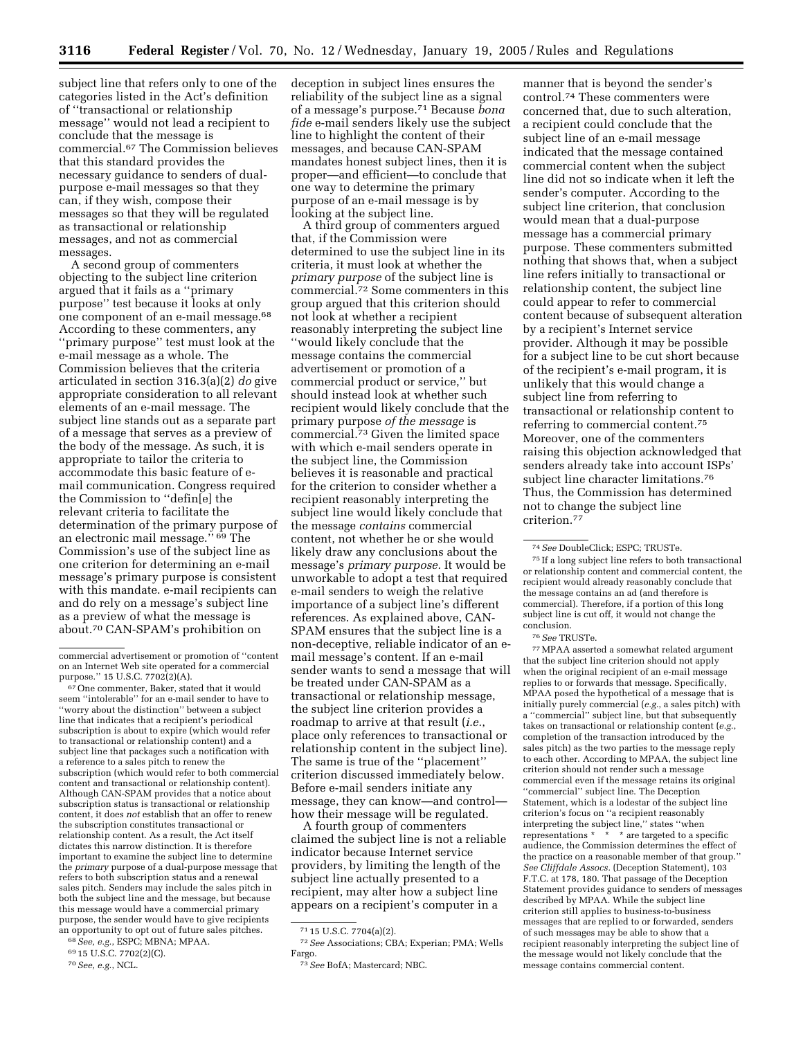subject line that refers only to one of the categories listed in the Act's definition of ''transactional or relationship message'' would not lead a recipient to conclude that the message is commercial.[67] The Commission believes that this standard provides the necessary guidance to senders of dual-purpose e-mail messages so that they can, if they wish, compose their messages so that they will be regulated as transactional or relationship messages, and not as commercial messages.

A second group of commenters objecting to the subject line criterion argued that it fails as a ''primary purpose'' test because it looks at only one component of an e-mail message.[68] According to these commenters, any ''primary purpose'' test must look at the e-mail message as a whole. The Commission believes that the criteria articulated in section 316.3(a)(2) *do* give appropriate consideration to all relevant elements of an e-mail message. The subject line stands out as a separate part of a message that serves as a preview of the body of the message. As such, it is appropriate to tailor the criteria to accommodate this basic feature of e-mail communication. Congress required the Commission to ''defin[e] the relevant criteria to facilitate the determination of the primary purpose of an electronic mail message.''[69] The Commission's use of the subject line as one criterion for determining an e-mail message's primary purpose is consistent with this mandate. e-mail recipients can and do rely on a message's subject line as a preview of what the message is about.[70] CAN-SPAM's prohibition on deception in subject lines ensures the reliability of the subject line as a signal of a message's purpose.[71] Because *bona fide* e-mail senders likely use the subject line to highlight the content of their messages, and because CAN-SPAM mandates honest subject lines, then it is proper—and efficient—to conclude that one way to determine the primary purpose of an e-mail message is by looking at the subject line.

A third group of commenters argued that, if the Commission were determined to use the subject line in its criteria, it must look at whether the *primary purpose* of the subject line is commercial.[72] Some commenters in this group argued that this criterion should not look at whether a recipient reasonably interpreting the subject line ''would likely conclude that the message contains the commercial advertisement or promotion of a commercial product or service,'' but should instead look at whether such recipient would likely conclude that the primary purpose *of the message* is commercial.[73] Given the limited space with which e-mail senders operate in the subject line, the Commission believes it is reasonable and practical for the criterion to consider whether a recipient reasonably interpreting the subject line would likely conclude that the message *contains* commercial content, not whether he or she would likely draw any conclusions about the message's *primary purpose.* It would be unworkable to adopt a test that required e-mail senders to weigh the relative importance of a subject line's different references. As explained above, CAN-SPAM ensures that the subject line is a non-deceptive, reliable indicator of an e-mail message's content. If an e-mail sender wants to send a message that will be treated under CAN-SPAM as a transactional or relationship message, the subject line criterion provides a roadmap to arrive at that result (*i.e.*, place only references to transactional or relationship content in the subject line). The same is true of the ''placement'' criterion discussed immediately below. Before e-mail senders initiate any message, they can know—and control—how their message will be regulated.

A fourth group of commenters claimed the subject line is not a reliable indicator because Internet service providers, by limiting the length of the subject line actually presented to a recipient, may alter how a subject line appears on a recipient's computer in a manner that is beyond the sender's control.[74] These commenters were concerned that, due to such alteration, a recipient could conclude that the subject line of an e-mail message indicated that the message contained commercial content when the subject line did not so indicate when it left the sender's computer. According to the subject line criterion, that conclusion would mean that a dual-purpose message has a commercial primary purpose. These commenters submitted nothing that shows that, when a subject line refers initially to transactional or relationship content, the subject line could appear to refer to commercial content because of subsequent alteration by a recipient's Internet service provider. Although it may be possible for a subject line to be cut short because of the recipient's e-mail program, it is unlikely that this would change a subject line from referring to transactional or relationship content to referring to commercial content.[75] Moreover, one of the commenters raising this objection acknowledged that senders already take into account ISPs' subject line character limitations.[76] Thus, the Commission has determined not to change the subject line criterion.[77]

---

commercial advertisement or promotion of ''content on an Internet Web site operated for a commercial purpose.'' 15 U.S.C. 7702(2)(A).

[67] One commenter, Baker, stated that it would seem ''intolerable'' for an e-mail sender to have to ''worry about the distinction'' between a subject line that indicates that a recipient's periodical subscription is about to expire (which would refer to transactional or relationship content) and a subject line that packages such a notification with a reference to a sales pitch to renew the subscription (which would refer to both commercial content and transactional or relationship content). Although CAN-SPAM provides that a notice about subscription status is transactional or relationship content, it does *not* establish that an offer to renew the subscription constitutes transactional or relationship content. As a result, the Act itself dictates this narrow distinction. It is therefore important to examine the subject line to determine the *primary* purpose of a dual-purpose message that refers to both subscription status and a renewal sales pitch. Senders may include the sales pitch in both the subject line and the message, but because this message would have a commercial primary purpose, the sender would have to give recipients an opportunity to opt out of future sales pitches.

[68] *See, e.g.*, ESPC; MBNA; MPAA.

[69] 15 U.S.C. 7702(2)(C).

[70] *See, e.g.*, NCL.

[71] 15 U.S.C. 7704(a)(2).

[72] *See* Associations; CBA; Experian; PMA; Wells Fargo.

[73] *See* BofA; Mastercard; NBC.

[74] *See* DoubleClick; ESPC; TRUSTe.

[75] If a long subject line refers to both transactional or relationship content and commercial content, the recipient would already reasonably conclude that the message contains an ad (and therefore is commercial). Therefore, if a portion of this long subject line is cut off, it would not change the conclusion.

[76] *See* TRUSTe.

[77] MPAA asserted a somewhat related argument that the subject line criterion should not apply when the original recipient of an e-mail message replies to or forwards that message. Specifically, MPAA posed the hypothetical of a message that is initially purely commercial (*e.g.*, a sales pitch) with a ''commercial'' subject line, but that subsequently takes on transactional or relationship content (*e.g.*, completion of the transaction introduced by the sales pitch) as the two parties to the message reply to each other. According to MPAA, the subject line criterion should not render such a message commercial even if the message retains its original ''commercial'' subject line. The Deception Statement, which is a lodestar of the subject line criterion's focus on ''a recipient reasonably interpreting the subject line,'' states ''when representations * * * are targeted to a specific audience, the Commission determines the effect of the practice on a reasonable member of that group.'' *See Cliffdale Assocs.* (Deception Statement), 103 F.T.C. at 178, 180. That passage of the Deception Statement provides guidance to senders of messages described by MPAA. While the subject line criterion still applies to business-to-business messages that are replied to or forwarded, senders of such messages may be able to show that a recipient reasonably interpreting the subject line of the message would not likely conclude that the message contains commercial content.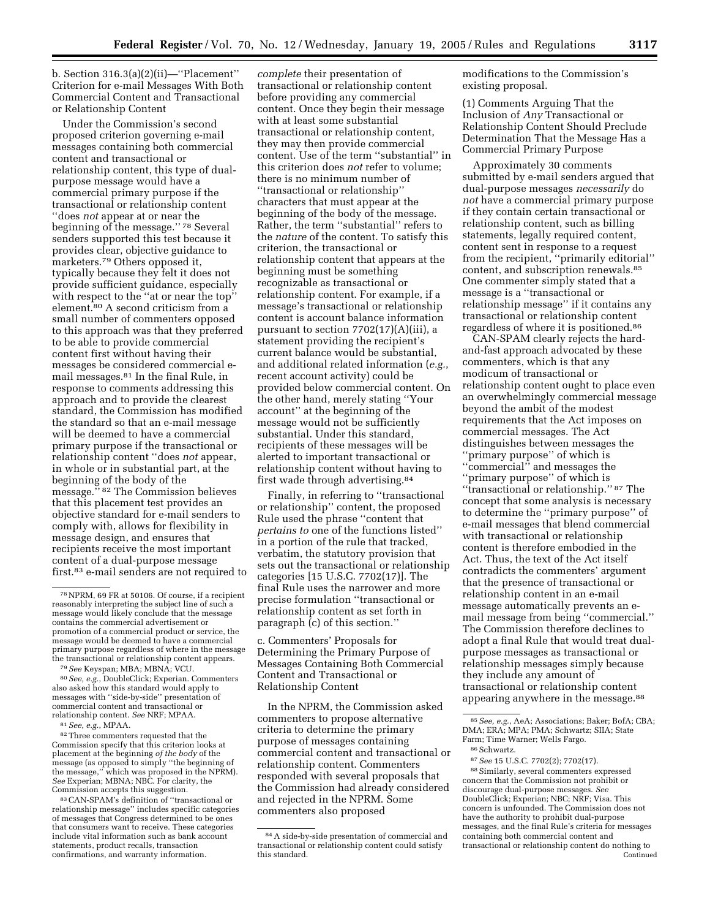b. Section 316.3(a)(2)(ii)—''Placement'' Criterion for e-mail Messages With Both Commercial Content and Transactional or Relationship Content

Under the Commission's second proposed criterion governing e-mail messages containing both commercial content and transactional or relationship content, this type of dual-purpose message would have a commercial primary purpose if the transactional or relationship content ''does *not* appear at or near the beginning of the message.'' [78] Several senders supported this test because it provides clear, objective guidance to marketers.[79] Others opposed it, typically because they felt it does not provide sufficient guidance, especially with respect to the ''at or near the top'' element.[80] A second criticism from a small number of commenters opposed to this approach was that they preferred to be able to provide commercial content first without having their messages be considered commercial e-mail messages.[81] In the final Rule, in response to comments addressing this approach and to provide the clearest standard, the Commission has modified the standard so that an e-mail message will be deemed to have a commercial primary purpose if the transactional or relationship content ''does *not* appear, in whole or in substantial part, at the beginning of the body of the message.'' [82] The Commission believes that this placement test provides an objective standard for e-mail senders to comply with, allows for flexibility in message design, and ensures that recipients receive the most important content of a dual-purpose message first.[83] e-mail senders are not required to *complete* their presentation of transactional or relationship content before providing any commercial content. Once they begin their message with at least some substantial transactional or relationship content, they may then provide commercial content. Use of the term ''substantial'' in this criterion does *not* refer to volume; there is no minimum number of ''transactional or relationship'' characters that must appear at the beginning of the body of the message. Rather, the term ''substantial'' refers to the *nature* of the content. To satisfy this criterion, the transactional or relationship content that appears at the beginning must be something recognizable as transactional or relationship content. For example, if a message's transactional or relationship content is account balance information pursuant to section 7702(17)(A)(iii), a statement providing the recipient's current balance would be substantial, and additional related information (*e.g.*, recent account activity) could be provided below commercial content. On the other hand, merely stating ''Your account'' at the beginning of the message would not be sufficiently substantial. Under this standard, recipients of these messages will be alerted to important transactional or relationship content without having to first wade through advertising.[84]

Finally, in referring to ''transactional or relationship'' content, the proposed Rule used the phrase ''content that *pertains to* one of the functions listed'' in a portion of the rule that tracked, verbatim, the statutory provision that sets out the transactional or relationship categories [15 U.S.C. 7702(17)]. The final Rule uses the narrower and more precise formulation ''transactional or relationship content as set forth in paragraph (c) of this section.''

c. Commenters' Proposals for Determining the Primary Purpose of Messages Containing Both Commercial Content and Transactional or Relationship Content

In the NPRM, the Commission asked commenters to propose alternative criteria to determine the primary purpose of messages containing commercial content and transactional or relationship content. Commenters responded with several proposals that the Commission had already considered and rejected in the NPRM. Some commenters also proposed modifications to the Commission's existing proposal.

(1) Comments Arguing That the Inclusion of *Any* Transactional or Relationship Content Should Preclude Determination That the Message Has a Commercial Primary Purpose

Approximately 30 comments submitted by e-mail senders argued that dual-purpose messages *necessarily* do *not* have a commercial primary purpose if they contain certain transactional or relationship content, such as billing statements, legally required content, content sent in response to a request from the recipient, ''primarily editorial'' content, and subscription renewals.[85] One commenter simply stated that a message is a ''transactional or relationship message'' if it contains any transactional or relationship content regardless of where it is positioned.[86]

CAN-SPAM clearly rejects the hard-and-fast approach advocated by these commenters, which is that any modicum of transactional or relationship content ought to place even an overwhelmingly commercial message beyond the ambit of the modest requirements that the Act imposes on commercial messages. The Act distinguishes between messages the ''primary purpose'' of which is ''commercial'' and messages the ''primary purpose'' of which is ''transactional or relationship.'' [87] The concept that some analysis is necessary to determine the ''primary purpose'' of e-mail messages that blend commercial with transactional or relationship content is therefore embodied in the Act. Thus, the text of the Act itself contradicts the commenters' argument that the presence of transactional or relationship content in an e-mail message automatically prevents an e-mail message from being ''commercial.'' The Commission therefore declines to adopt a final Rule that would treat dual-purpose messages as transactional or relationship messages simply because they include any amount of transactional or relationship content appearing anywhere in the message.[88]

---

[78] NPRM, 69 FR at 50106. Of course, if a recipient reasonably interpreting the subject line of such a message would likely conclude that the message contains the commercial advertisement or promotion of a commercial product or service, the message would be deemed to have a commercial primary purpose regardless of where in the message the transactional or relationship content appears.

[79] *See* Keyspan; MBA; MBNA; VCU.

[80] *See, e.g.*, DoubleClick; Experian. Commenters also asked how this standard would apply to messages with ''side-by-side'' presentation of commercial content and transactional or relationship content. *See* NRF; MPAA.

[81] *See, e.g.*, MPAA.

[82] Three commenters requested that the Commission specify that this criterion looks at placement at the beginning *of the body* of the message (as opposed to simply ''the beginning of the message,'' which was proposed in the NPRM). *See* Experian; MBNA; NBC. For clarity, the Commission accepts this suggestion.

[83] CAN-SPAM's definition of ''transactional or relationship message'' includes specific categories of messages that Congress determined to be ones that consumers want to receive. These categories include vital information such as bank account statements, product recalls, transaction confirmations, and warranty information.

[84] A side-by-side presentation of commercial and transactional or relationship content could satisfy this standard.

[85] *See, e.g.*, AeA; Associations; Baker; BofA; CBA; DMA; ERA; MPA; PMA; Schwartz; SIIA; State Farm; Time Warner; Wells Fargo.

[86] Schwartz.

[87] *See* 15 U.S.C. 7702(2); 7702(17).

[88] Similarly, several commenters expressed concern that the Commission not prohibit or discourage dual-purpose messages. *See* DoubleClick; Experian; NBC; NRF; Visa. This concern is unfounded. The Commission does not have the authority to prohibit dual-purpose messages, and the final Rule's criteria for messages containing both commercial content and transactional or relationship content do nothing to

Continued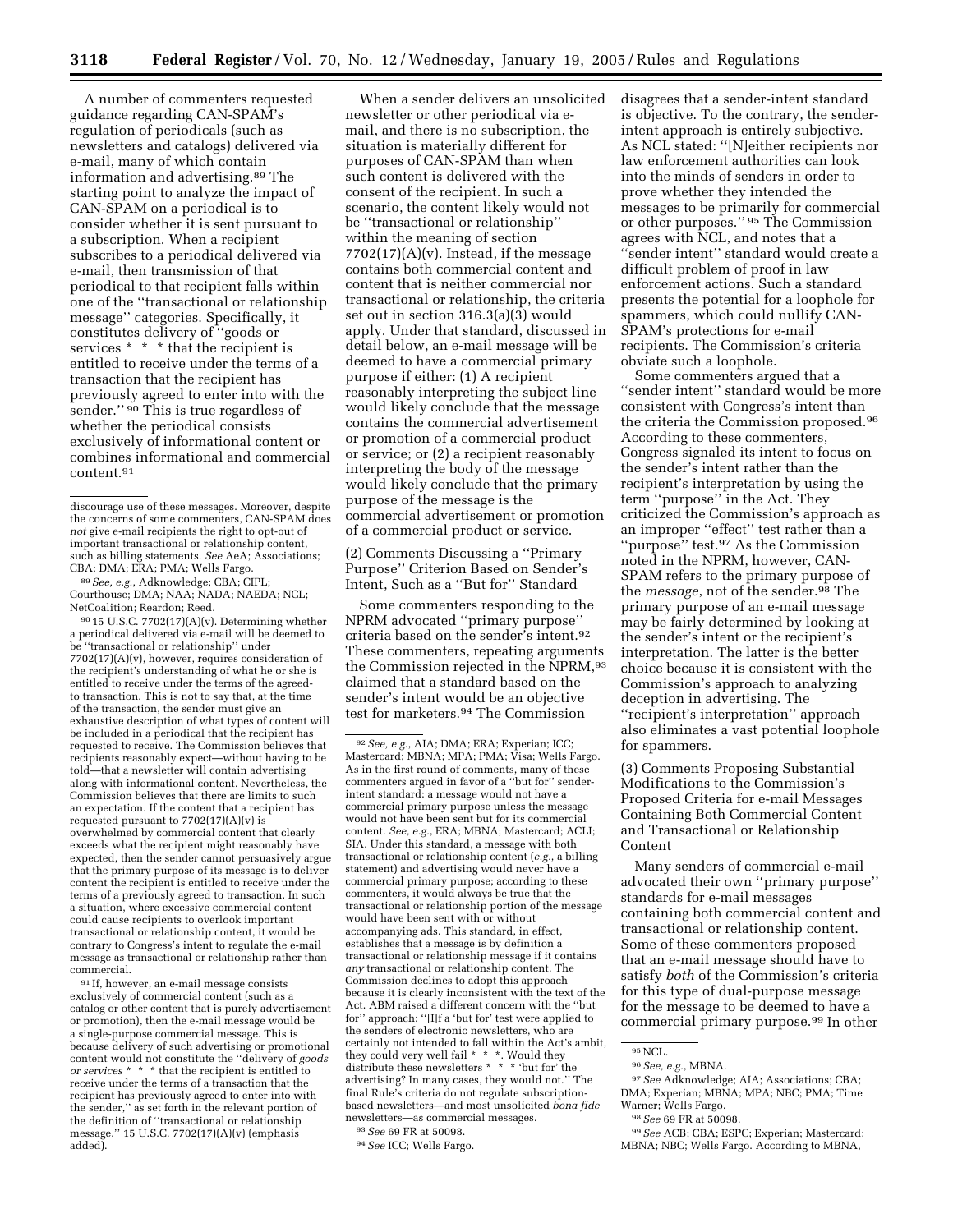A number of commenters requested guidance regarding CAN-SPAM's regulation of periodicals (such as newsletters and catalogs) delivered via e-mail, many of which contain information and advertising.[89] The starting point to analyze the impact of CAN-SPAM on a periodical is to consider whether it is sent pursuant to a subscription. When a recipient subscribes to a periodical delivered via e-mail, then transmission of that periodical to that recipient falls within one of the ''transactional or relationship message'' categories. Specifically, it constitutes delivery of ''goods or services * * * that the recipient is entitled to receive under the terms of a transaction that the recipient has previously agreed to enter into with the sender.''[90] This is true regardless of whether the periodical consists exclusively of informational content or combines informational and commercial content.[91]

When a sender delivers an unsolicited newsletter or other periodical via e-mail, and there is no subscription, the situation is materially different for purposes of CAN-SPAM than when such content is delivered with the consent of the recipient. In such a scenario, the content likely would not be ''transactional or relationship'' within the meaning of section 7702(17)(A)(v). Instead, if the message contains both commercial content and content that is neither commercial nor transactional or relationship, the criteria set out in section 316.3(a)(3) would apply. Under that standard, discussed in detail below, an e-mail message will be deemed to have a commercial primary purpose if either: (1) A recipient reasonably interpreting the subject line would likely conclude that the message contains the commercial advertisement or promotion of a commercial product or service; or (2) a recipient reasonably interpreting the body of the message would likely conclude that the primary purpose of the message is the commercial advertisement or promotion of a commercial product or service.

(2) Comments Discussing a ''Primary Purpose'' Criterion Based on Sender's Intent, Such as a ''But for'' Standard

Some commenters responding to the NPRM advocated ''primary purpose'' criteria based on the sender's intent.[92] These commenters, repeating arguments the Commission rejected in the NPRM,[93] claimed that a standard based on the sender's intent would be an objective test for marketers.[94] The Commission disagrees that a sender-intent standard is objective. To the contrary, the sender-intent approach is entirely subjective. As NCL stated: ''[N]either recipients nor law enforcement authorities can look into the minds of senders in order to prove whether they intended the messages to be primarily for commercial or other purposes.''[95] The Commission agrees with NCL, and notes that a ''sender intent'' standard would create a difficult problem of proof in law enforcement actions. Such a standard presents the potential for a loophole for spammers, which could nullify CAN-SPAM's protections for e-mail recipients. The Commission's criteria obviate such a loophole.

Some commenters argued that a ''sender intent'' standard would be more consistent with Congress's intent than the criteria the Commission proposed.[96] According to these commenters, Congress signaled its intent to focus on the sender's intent rather than the recipient's interpretation by using the term ''purpose'' in the Act. They criticized the Commission's approach as an improper ''effect'' test rather than a ''purpose'' test.[97] As the Commission noted in the NPRM, however, CAN-SPAM refers to the primary purpose of the *message*, not of the sender.[98] The primary purpose of an e-mail message may be fairly determined by looking at the sender's intent or the recipient's interpretation. The latter is the better choice because it is consistent with the Commission's approach to analyzing deception in advertising. The ''recipient's interpretation'' approach also eliminates a vast potential loophole for spammers.

(3) Comments Proposing Substantial Modifications to the Commission's Proposed Criteria for e-mail Messages Containing Both Commercial Content and Transactional or Relationship Content

Many senders of commercial e-mail advocated their own ''primary purpose'' standards for e-mail messages containing both commercial content and transactional or relationship content. Some of these commenters proposed that an e-mail message should have to satisfy *both* of the Commission's criteria for this type of dual-purpose message for the message to be deemed to have a commercial primary purpose.[99] In other

---

discourage use of these messages. Moreover, despite the concerns of some commenters, CAN-SPAM does *not* give e-mail recipients the right to opt-out of important transactional or relationship content, such as billing statements. *See* AeA; Associations; CBA; DMA; ERA; PMA; Wells Fargo.

[89] *See, e.g.*, Adknowledge; CBA; CIPL; Courthouse; DMA; NAA; NADA; NAEDA; NCL; NetCoalition; Reardon; Reed.

[90] 15 U.S.C. 7702(17)(A)(v). Determining whether a periodical delivered via e-mail will be deemed to be ''transactional or relationship'' under 7702(17)(A)(v), however, requires consideration of the recipient's understanding of what he or she is entitled to receive under the terms of the agreed-to transaction. This is not to say that, at the time of the transaction, the sender must give an exhaustive description of what types of content will be included in a periodical that the recipient has requested to receive. The Commission believes that recipients reasonably expect—without having to be told—that a newsletter will contain advertising along with informational content. Nevertheless, the Commission believes that there are limits to such an expectation. If the content that a recipient has requested pursuant to 7702(17)(A)(v) is overwhelmed by commercial content that clearly exceeds what the recipient might reasonably have expected, then the sender cannot persuasively argue that the primary purpose of its message is to deliver content the recipient is entitled to receive under the terms of a previously agreed to transaction. In such a situation, where excessive commercial content could cause recipients to overlook important transactional or relationship content, it would be contrary to Congress's intent to regulate the e-mail message as transactional or relationship rather than commercial.

[91] If, however, an e-mail message consists exclusively of commercial content (such as a catalog or other content that is purely advertisement or promotion), then the e-mail message would be a single-purpose commercial message. This is because delivery of such advertising or promotional content would not constitute the ''delivery of *goods or services* * * * that the recipient is entitled to receive under the terms of a transaction that the recipient has previously agreed to enter into with the sender,'' as set forth in the relevant portion of the definition of ''transactional or relationship message.'' 15 U.S.C. 7702(17)(A)(v) (emphasis added).

[92] *See, e.g.*, AIA; DMA; ERA; Experian; ICC; Mastercard; MBNA; MPA; PMA; Visa; Wells Fargo. As in the first round of comments, many of these commenters argued in favor of a ''but for'' sender-intent standard: a message would not have a commercial primary purpose unless the message would not have been sent but for its commercial content. *See, e.g.*, ERA; MBNA; Mastercard; ACLI; SIA. Under this standard, a message with both transactional or relationship content (*e.g.*, a billing statement) and advertising would never have a commercial primary purpose; according to these commenters, it would always be true that the transactional or relationship portion of the message would have been sent with or without accompanying ads. This standard, in effect, establishes that a message is by definition a transactional or relationship message if it contains *any* transactional or relationship content. The Commission declines to adopt this approach because it is clearly inconsistent with the text of the Act. ABM raised a different concern with the ''but for'' approach: ''[I]f a 'but for' test were applied to the senders of electronic newsletters, who are certainly not intended to fall within the Act's ambit, they could very well fail * * *. Would they distribute these newsletters * * * 'but for' the advertising? In many cases, they would not.'' The final Rule's criteria do not regulate subscription-based newsletters—and most unsolicited *bona fide* newsletters—as commercial messages.

[93] *See* 69 FR at 50098.

[94] *See* ICC; Wells Fargo.

[95] NCL.

[96] *See, e.g.*, MBNA.

[97] *See* Adknowledge; AIA; Associations; CBA; DMA; Experian; MBNA; MPA; NBC; PMA; Time Warner; Wells Fargo.

[98] *See* 69 FR at 50098.

[99] *See* ACB; CBA; ESPC; Experian; Mastercard; MBNA; NBC; Wells Fargo. According to MBNA,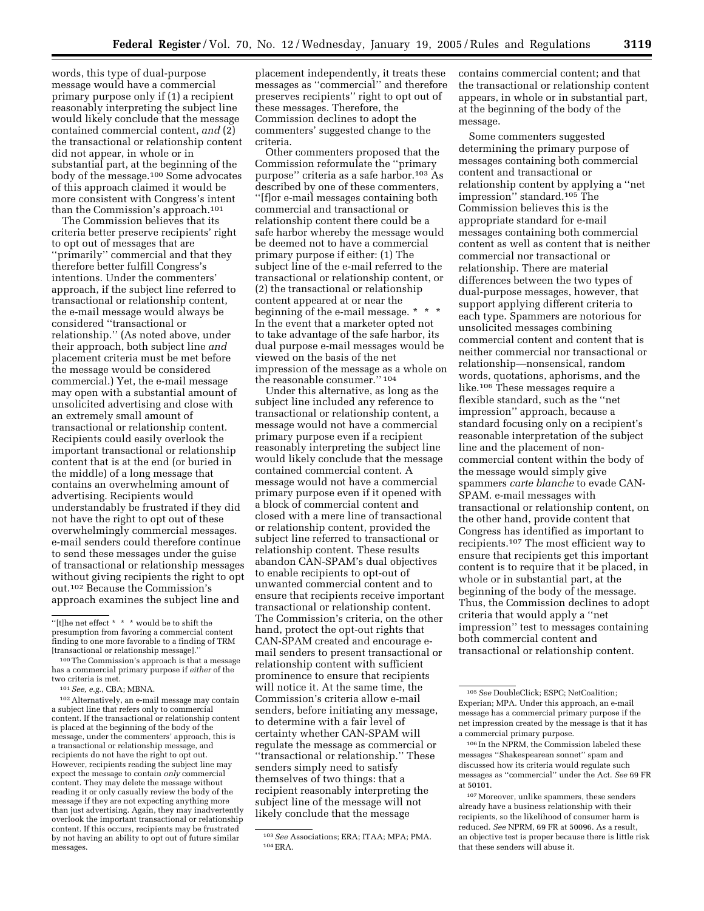words, this type of dual-purpose message would have a commercial primary purpose only if (1) a recipient reasonably interpreting the subject line would likely conclude that the message contained commercial content, *and* (2) the transactional or relationship content did not appear, in whole or in substantial part, at the beginning of the body of the message.[100] Some advocates of this approach claimed it would be more consistent with Congress's intent than the Commission's approach.[101]

The Commission believes that its criteria better preserve recipients' right to opt out of messages that are ''primarily'' commercial and that they therefore better fulfill Congress's intentions. Under the commenters' approach, if the subject line referred to transactional or relationship content, the e-mail message would always be considered ''transactional or relationship.'' (As noted above, under their approach, both subject line *and* placement criteria must be met before the message would be considered commercial.) Yet, the e-mail message may open with a substantial amount of unsolicited advertising and close with an extremely small amount of transactional or relationship content. Recipients could easily overlook the important transactional or relationship content that is at the end (or buried in the middle) of a long message that contains an overwhelming amount of advertising. Recipients would understandably be frustrated if they did not have the right to opt out of these overwhelmingly commercial messages. e-mail senders could therefore continue to send these messages under the guise of transactional or relationship messages without giving recipients the right to opt out.[102] Because the Commission's approach examines the subject line and placement independently, it treats these messages as ''commercial'' and therefore preserves recipients'' right to opt out of these messages. Therefore, the Commission declines to adopt the commenters' suggested change to the criteria.

Other commenters proposed that the Commission reformulate the ''primary purpose'' criteria as a safe harbor.[103] As described by one of these commenters, ''[f]or e-mail messages containing both commercial and transactional or relationship content there could be a safe harbor whereby the message would be deemed not to have a commercial primary purpose if either: (1) The subject line of the e-mail referred to the transactional or relationship content, or (2) the transactional or relationship content appeared at or near the beginning of the e-mail message. * * * In the event that a marketer opted not to take advantage of the safe harbor, its dual purpose e-mail messages would be viewed on the basis of the net impression of the message as a whole on the reasonable consumer.'' [104]

Under this alternative, as long as the subject line included any reference to transactional or relationship content, a message would not have a commercial primary purpose even if a recipient reasonably interpreting the subject line would likely conclude that the message contained commercial content. A message would not have a commercial primary purpose even if it opened with a block of commercial content and closed with a mere line of transactional or relationship content, provided the subject line referred to transactional or relationship content. These results abandon CAN-SPAM's dual objectives to enable recipients to opt-out of unwanted commercial content and to ensure that recipients receive important transactional or relationship content. The Commission's criteria, on the other hand, protect the opt-out rights that CAN-SPAM created and encourage e-mail senders to present transactional or relationship content with sufficient prominence to ensure that recipients will notice it. At the same time, the Commission's criteria allow e-mail senders, before initiating any message, to determine with a fair level of certainty whether CAN-SPAM will regulate the message as commercial or ''transactional or relationship.'' These senders simply need to satisfy themselves of two things: that a recipient reasonably interpreting the subject line of the message will not likely conclude that the message contains commercial content; and that the transactional or relationship content appears, in whole or in substantial part, at the beginning of the body of the message.

Some commenters suggested determining the primary purpose of messages containing both commercial content and transactional or relationship content by applying a ''net impression'' standard.[105] The Commission believes this is the appropriate standard for e-mail messages containing both commercial content as well as content that is neither commercial nor transactional or relationship. There are material differences between the two types of dual-purpose messages, however, that support applying different criteria to each type. Spammers are notorious for unsolicited messages combining commercial content and content that is neither commercial nor transactional or relationship—nonsensical, random words, quotations, aphorisms, and the like.[106] These messages require a flexible standard, such as the ''net impression'' approach, because a standard focusing only on a recipient's reasonable interpretation of the subject line and the placement of non-commercial content within the body of the message would simply give spammers *carte blanche* to evade CAN-SPAM. e-mail messages with transactional or relationship content, on the other hand, provide content that Congress has identified as important to recipients.[107] The most efficient way to ensure that recipients get this important content is to require that it be placed, in whole or in substantial part, at the beginning of the body of the message. Thus, the Commission declines to adopt criteria that would apply a ''net impression'' test to messages containing both commercial content and transactional or relationship content.

---

''[t]he net effect * * * would be to shift the presumption from favoring a commercial content finding to one more favorable to a finding of TRM [transactional or relationship message].''

[100] The Commission's approach is that a message has a commercial primary purpose if *either* of the two criteria is met.

[101] *See, e.g.*, CBA; MBNA.

[102] Alternatively, an e-mail message may contain a subject line that refers only to commercial content. If the transactional or relationship content is placed at the beginning of the body of the message, under the commenters' approach, this is a transactional or relationship message, and recipients do not have the right to opt out. However, recipients reading the subject line may expect the message to contain *only* commercial content. They may delete the message without reading it or only casually review the body of the message if they are not expecting anything more than just advertising. Again, they may inadvertently overlook the important transactional or relationship content. If this occurs, recipients may be frustrated by not having an ability to opt out of future similar messages.

[103] *See* Associations; ERA; ITAA; MPA; PMA.

[104] ERA.

[105] *See* DoubleClick; ESPC; NetCoalition; Experian; MPA. Under this approach, an e-mail message has a commercial primary purpose if the net impression created by the message is that it has a commercial primary purpose.

[106] In the NPRM, the Commission labeled these messages ''Shakespearean sonnet'' spam and discussed how its criteria would regulate such messages as ''commercial'' under the Act. *See* 69 FR at 50101.

[107] Moreover, unlike spammers, these senders already have a business relationship with their recipients, so the likelihood of consumer harm is reduced. *See* NPRM, 69 FR at 50096. As a result, an objective test is proper because there is little risk that these senders will abuse it.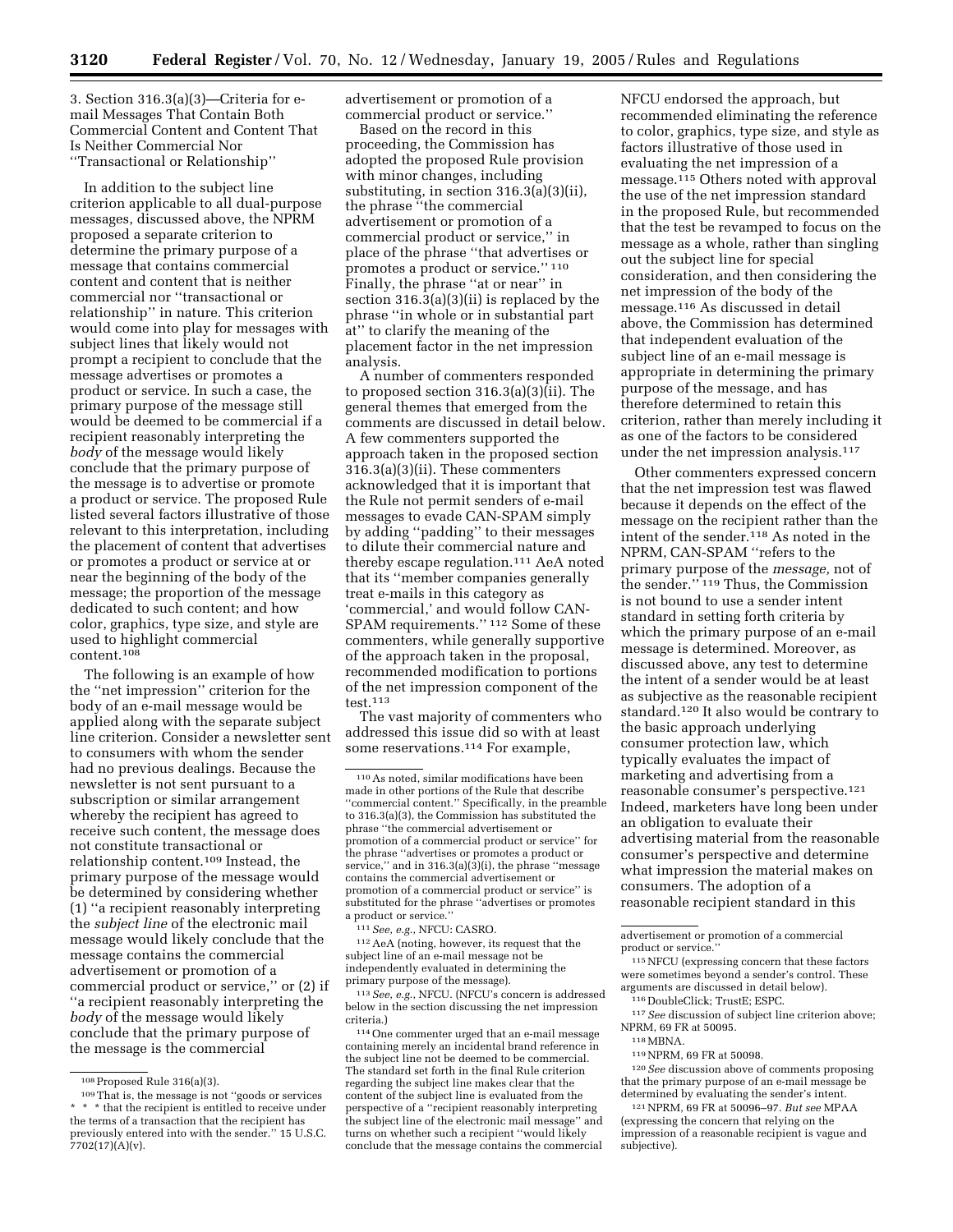3. Section 316.3(a)(3)—Criteria for e-mail Messages That Contain Both Commercial Content and Content That Is Neither Commercial Nor ''Transactional or Relationship''

In addition to the subject line criterion applicable to all dual-purpose messages, discussed above, the NPRM proposed a separate criterion to determine the primary purpose of a message that contains commercial content and content that is neither commercial nor ''transactional or relationship'' in nature. This criterion would come into play for messages with subject lines that likely would not prompt a recipient to conclude that the message advertises or promotes a product or service. In such a case, the primary purpose of the message still would be deemed to be commercial if a recipient reasonably interpreting the *body* of the message would likely conclude that the primary purpose of the message is to advertise or promote a product or service. The proposed Rule listed several factors illustrative of those relevant to this interpretation, including the placement of content that advertises or promotes a product or service at or near the beginning of the body of the message; the proportion of the message dedicated to such content; and how color, graphics, type size, and style are used to highlight commercial content.[108]

The following is an example of how the ''net impression'' criterion for the body of an e-mail message would be applied along with the separate subject line criterion. Consider a newsletter sent to consumers with whom the sender had no previous dealings. Because the newsletter is not sent pursuant to a subscription or similar arrangement whereby the recipient has agreed to receive such content, the message does not constitute transactional or relationship content.[109] Instead, the primary purpose of the message would be determined by considering whether (1) ''a recipient reasonably interpreting the *subject line* of the electronic mail message would likely conclude that the message contains the commercial advertisement or promotion of a commercial product or service,'' or (2) if ''a recipient reasonably interpreting the *body* of the message would likely conclude that the primary purpose of the message is the commercial advertisement or promotion of a commercial product or service.''

Based on the record in this proceeding, the Commission has adopted the proposed Rule provision with minor changes, including substituting, in section 316.3(a)(3)(ii), the phrase ''the commercial advertisement or promotion of a commercial product or service,'' in place of the phrase ''that advertises or promotes a product or service.'' [110] Finally, the phrase ''at or near'' in section 316.3(a)(3)(ii) is replaced by the phrase ''in whole or in substantial part at'' to clarify the meaning of the placement factor in the net impression analysis.

A number of commenters responded to proposed section 316.3(a)(3)(ii). The general themes that emerged from the comments are discussed in detail below. A few commenters supported the approach taken in the proposed section 316.3(a)(3)(ii). These commenters acknowledged that it is important that the Rule not permit senders of e-mail messages to evade CAN-SPAM simply by adding ''padding'' to their messages to dilute their commercial nature and thereby escape regulation.[111] AeA noted that its ''member companies generally treat e-mails in this category as 'commercial,' and would follow CAN-SPAM requirements.'' [112] Some of these commenters, while generally supportive of the approach taken in the proposal, recommended modification to portions of the net impression component of the test.[113]

The vast majority of commenters who addressed this issue did so with at least some reservations.[114] For example, NFCU endorsed the approach, but recommended eliminating the reference to color, graphics, type size, and style as factors illustrative of those used in evaluating the net impression of a message.[115] Others noted with approval the use of the net impression standard in the proposed Rule, but recommended that the test be revamped to focus on the message as a whole, rather than singling out the subject line for special consideration, and then considering the net impression of the body of the message.[116] As discussed in detail above, the Commission has determined that independent evaluation of the subject line of an e-mail message is appropriate in determining the primary purpose of the message, and has therefore determined to retain this criterion, rather than merely including it as one of the factors to be considered under the net impression analysis.[117]

Other commenters expressed concern that the net impression test was flawed because it depends on the effect of the message on the recipient rather than the intent of the sender.[118] As noted in the NPRM, CAN-SPAM ''refers to the primary purpose of the *message,* not of the sender.'' [119] Thus, the Commission is not bound to use a sender intent standard in setting forth criteria by which the primary purpose of an e-mail message is determined. Moreover, as discussed above, any test to determine the intent of a sender would be at least as subjective as the reasonable recipient standard.[120] It also would be contrary to the basic approach underlying consumer protection law, which typically evaluates the impact of marketing and advertising from a reasonable consumer's perspective.[121] Indeed, marketers have long been under an obligation to evaluate their advertising material from the reasonable consumer's perspective and determine what impression the material makes on consumers. The adoption of a reasonable recipient standard in this

---

[108] Proposed Rule 316(a)(3).

[109] That is, the message is not ''goods or services * * * that the recipient is entitled to receive under the terms of a transaction that the recipient has previously entered into with the sender.'' 15 U.S.C. 7702(17)(A)(v).

[110] As noted, similar modifications have been made in other portions of the Rule that describe ''commercial content.'' Specifically, in the preamble to 316.3(a)(3), the Commission has substituted the phrase ''the commercial advertisement or promotion of a commercial product or service'' for the phrase ''advertises or promotes a product or service,'' and in 316.3(a)(3)(i), the phrase ''message contains the commercial advertisement or promotion of a commercial product or service'' is substituted for the phrase ''advertises or promotes a product or service.''

[111] *See, e.g.,* NFCU: CASRO.

[112] AeA (noting, however, its request that the subject line of an e-mail message not be independently evaluated in determining the primary purpose of the message).

[113] *See, e.g.,* NFCU. (NFCU's concern is addressed below in the section discussing the net impression criteria.)

[114] One commenter urged that an e-mail message containing merely an incidental brand reference in the subject line not be deemed to be commercial. The standard set forth in the final Rule criterion regarding the subject line makes clear that the content of the subject line is evaluated from the perspective of a ''recipient reasonably interpreting the subject line of the electronic mail message'' and turns on whether such a recipient ''would likely conclude that the message contains the commercial advertisement or promotion of a commercial product or service.''

[115] NFCU (expressing concern that these factors were sometimes beyond a sender's control. These arguments are discussed in detail below).

[116] DoubleClick; TrustE; ESPC.

[117] *See* discussion of subject line criterion above; NPRM, 69 FR at 50095.

[118] MBNA.

[119] NPRM, 69 FR at 50098.

[120] *See* discussion above of comments proposing that the primary purpose of an e-mail message be determined by evaluating the sender's intent.

[121] NPRM, 69 FR at 50096–97. *But see* MPAA (expressing the concern that relying on the impression of a reasonable recipient is vague and subjective).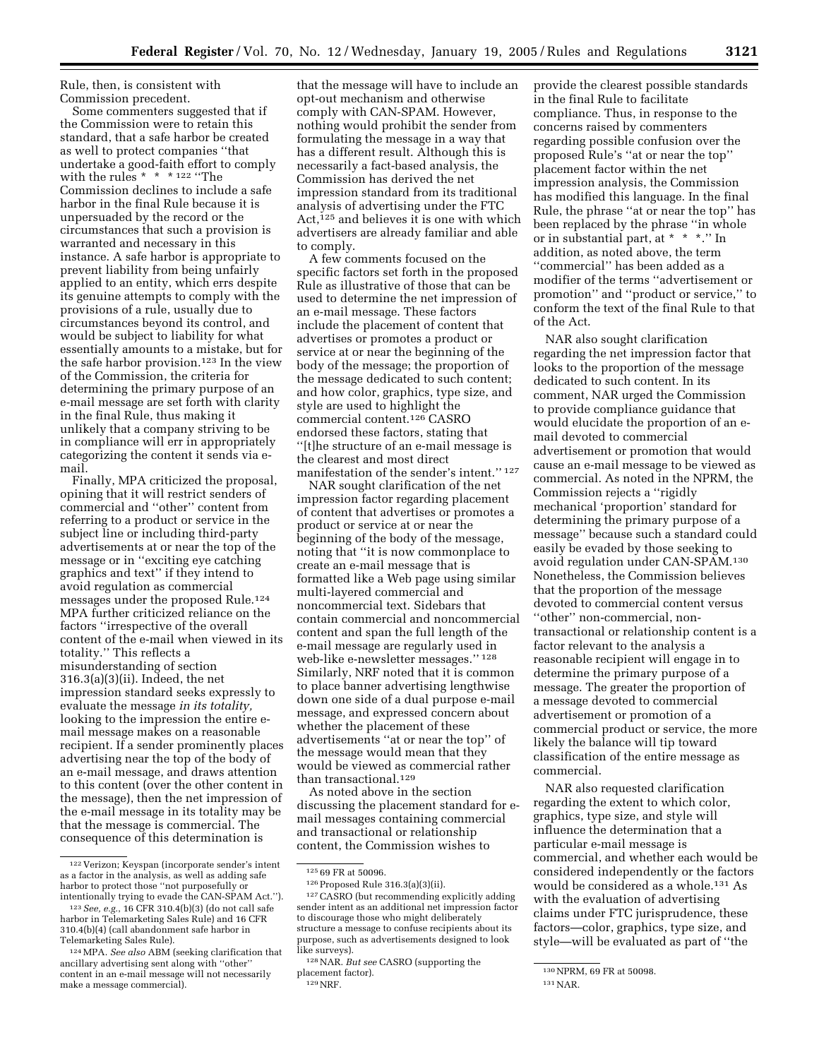Rule, then, is consistent with Commission precedent.

Some commenters suggested that if the Commission were to retain this standard, that a safe harbor be created as well to protect companies ''that undertake a good-faith effort to comply with the rules * * *[122] ''The Commission declines to include a safe harbor in the final Rule because it is unpersuaded by the record or the circumstances that such a provision is warranted and necessary in this instance. A safe harbor is appropriate to prevent liability from being unfairly applied to an entity, which errs despite its genuine attempts to comply with the provisions of a rule, usually due to circumstances beyond its control, and would be subject to liability for what essentially amounts to a mistake, but for the safe harbor provision.[123] In the view of the Commission, the criteria for determining the primary purpose of an e-mail message are set forth with clarity in the final Rule, thus making it unlikely that a company striving to be in compliance will err in appropriately categorizing the content it sends via e-mail.

Finally, MPA criticized the proposal, opining that it will restrict senders of commercial and ''other'' content from referring to a product or service in the subject line or including third-party advertisements at or near the top of the message or in ''exciting eye catching graphics and text'' if they intend to avoid regulation as commercial messages under the proposed Rule.[124] MPA further criticized reliance on the factors ''irrespective of the overall content of the e-mail when viewed in its totality.'' This reflects a misunderstanding of section 316.3(a)(3)(ii). Indeed, the net impression standard seeks expressly to evaluate the message *in its totality,* looking to the impression the entire e-mail message makes on a reasonable recipient. If a sender prominently places advertising near the top of the body of an e-mail message, and draws attention to this content (over the other content in the message), then the net impression of the e-mail message in its totality may be that the message is commercial. The consequence of this determination is that the message will have to include an opt-out mechanism and otherwise comply with CAN-SPAM. However, nothing would prohibit the sender from formulating the message in a way that has a different result. Although this is necessarily a fact-based analysis, the Commission has derived the net impression standard from its traditional analysis of advertising under the FTC Act,[125] and believes it is one with which advertisers are already familiar and able to comply.

A few comments focused on the specific factors set forth in the proposed Rule as illustrative of those that can be used to determine the net impression of an e-mail message. These factors include the placement of content that advertises or promotes a product or service at or near the beginning of the body of the message; the proportion of the message dedicated to such content; and how color, graphics, type size, and style are used to highlight the commercial content.[126] CASRO endorsed these factors, stating that ''[t]he structure of an e-mail message is the clearest and most direct manifestation of the sender's intent.''[127]

NAR sought clarification of the net impression factor regarding placement of content that advertises or promotes a product or service at or near the beginning of the body of the message, noting that ''it is now commonplace to create an e-mail message that is formatted like a Web page using similar multi-layered commercial and noncommercial text. Sidebars that contain commercial and noncommercial content and span the full length of the e-mail message are regularly used in web-like e-newsletter messages.''[128] Similarly, NRF noted that it is common to place banner advertising lengthwise down one side of a dual purpose e-mail message, and expressed concern about whether the placement of these advertisements ''at or near the top'' of the message would mean that they would be viewed as commercial rather than transactional.[129]

As noted above in the section discussing the placement standard for e-mail messages containing commercial and transactional or relationship content, the Commission wishes to provide the clearest possible standards in the final Rule to facilitate compliance. Thus, in response to the concerns raised by commenters regarding possible confusion over the proposed Rule's ''at or near the top'' placement factor within the net impression analysis, the Commission has modified this language. In the final Rule, the phrase ''at or near the top'' has been replaced by the phrase ''in whole or in substantial part, at * * *.'' In addition, as noted above, the term ''commercial'' has been added as a modifier of the terms ''advertisement or promotion'' and ''product or service,'' to conform the text of the final Rule to that of the Act.

NAR also sought clarification regarding the net impression factor that looks to the proportion of the message dedicated to such content. In its comment, NAR urged the Commission to provide compliance guidance that would elucidate the proportion of an e-mail devoted to commercial advertisement or promotion that would cause an e-mail message to be viewed as commercial. As noted in the NPRM, the Commission rejects a ''rigidly mechanical 'proportion' standard for determining the primary purpose of a message'' because such a standard could easily be evaded by those seeking to avoid regulation under CAN-SPAM.[130] Nonetheless, the Commission believes that the proportion of the message devoted to commercial content versus ''other'' non-commercial, non-transactional or relationship content is a factor relevant to the analysis a reasonable recipient will engage in to determine the primary purpose of a message. The greater the proportion of a message devoted to commercial advertisement or promotion of a commercial product or service, the more likely the balance will tip toward classification of the entire message as commercial.

NAR also requested clarification regarding the extent to which color, graphics, type size, and style will influence the determination that a particular e-mail message is commercial, and whether each would be considered independently or the factors would be considered as a whole.[131] As with the evaluation of advertising claims under FTC jurisprudence, these factors—color, graphics, type size, and style—will be evaluated as part of ''the

---

[122] Verizon; Keyspan (incorporate sender's intent as a factor in the analysis, as well as adding safe harbor to protect those ''not purposefully or intentionally trying to evade the CAN-SPAM Act.'').

[123] *See, e.g.*, 16 CFR 310.4(b)(3) (do not call safe harbor in Telemarketing Sales Rule) and 16 CFR 310.4(b)(4) (call abandonment safe harbor in Telemarketing Sales Rule).

[124] MPA. *See also* ABM (seeking clarification that ancillary advertising sent along with ''other'' content in an e-mail message will not necessarily make a message commercial).

[125] 69 FR at 50096.

[126] Proposed Rule 316.3(a)(3)(ii).

[127] CASRO (but recommending explicitly adding sender intent as an additional net impression factor to discourage those who might deliberately structure a message to confuse recipients about its purpose, such as advertisements designed to look like surveys).

[128] NAR. *But see* CASRO (supporting the placement factor).

[129] NRF.

[130] NPRM, 69 FR at 50098.

[131] NAR.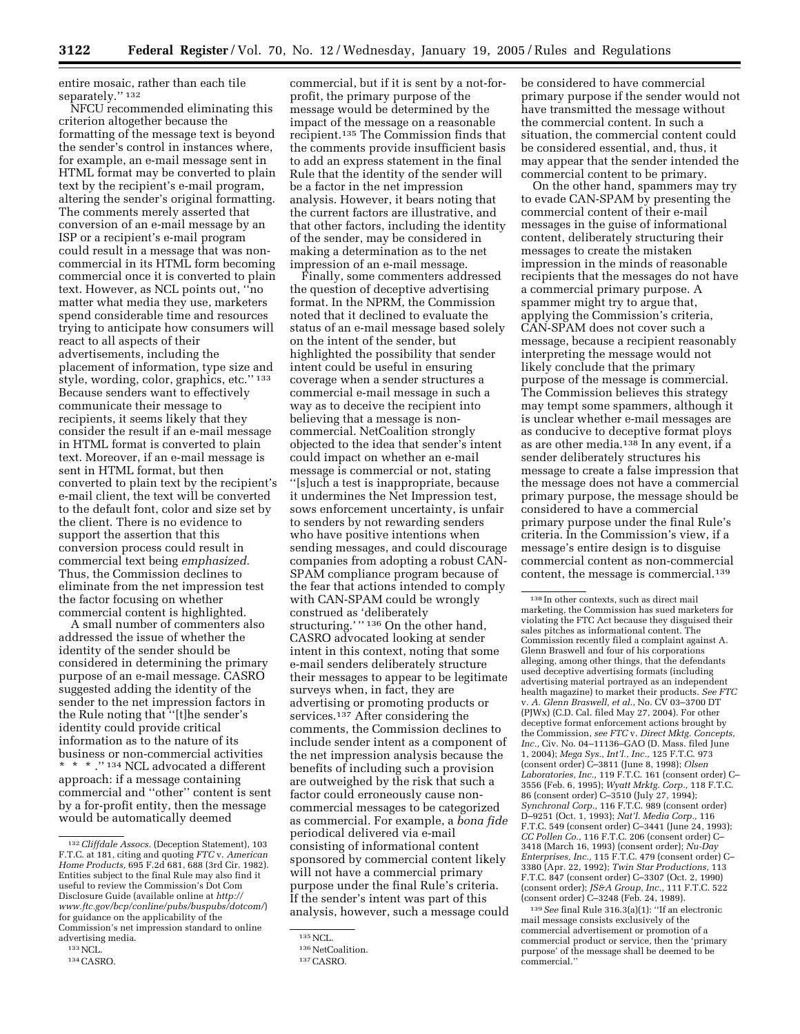entire mosaic, rather than each tile separately.'' [132]

NFCU recommended eliminating this criterion altogether because the formatting of the message text is beyond the sender's control in instances where, for example, an e-mail message sent in HTML format may be converted to plain text by the recipient's e-mail program, altering the sender's original formatting. The comments merely asserted that conversion of an e-mail message by an ISP or a recipient's e-mail program could result in a message that was non-commercial in its HTML form becoming commercial once it is converted to plain text. However, as NCL points out, ''no matter what media they use, marketers spend considerable time and resources trying to anticipate how consumers will react to all aspects of their advertisements, including the placement of information, type size and style, wording, color, graphics, etc.'' [133] Because senders want to effectively communicate their message to recipients, it seems likely that they consider the result if an e-mail message in HTML format is converted to plain text. Moreover, if an e-mail message is sent in HTML format, but then converted to plain text by the recipient's e-mail client, the text will be converted to the default font, color and size set by the client. There is no evidence to support the assertion that this conversion process could result in commercial text being *emphasized.* Thus, the Commission declines to eliminate from the net impression test the factor focusing on whether commercial content is highlighted.

A small number of commenters also addressed the issue of whether the identity of the sender should be considered in determining the primary purpose of an e-mail message. CASRO suggested adding the identity of the sender to the net impression factors in the Rule noting that ''[t]he sender's identity could provide critical information as to the nature of its business or non-commercial activities * * * .'' [134] NCL advocated a different approach: if a message containing commercial and ''other'' content is sent by a for-profit entity, then the message would be automatically deemed commercial, but if it is sent by a not-for-profit, the primary purpose of the message would be determined by the impact of the message on a reasonable recipient.[135] The Commission finds that the comments provide insufficient basis to add an express statement in the final Rule that the identity of the sender will be a factor in the net impression analysis. However, it bears noting that the current factors are illustrative, and that other factors, including the identity of the sender, may be considered in making a determination as to the net impression of an e-mail message.

Finally, some commenters addressed the question of deceptive advertising format. In the NPRM, the Commission noted that it declined to evaluate the status of an e-mail message based solely on the intent of the sender, but highlighted the possibility that sender intent could be useful in ensuring coverage when a sender structures a commercial e-mail message in such a way as to deceive the recipient into believing that a message is non-commercial. NetCoalition strongly objected to the idea that sender's intent could impact on whether an e-mail message is commercial or not, stating ''[s]uch a test is inappropriate, because it undermines the Net Impression test, sows enforcement uncertainty, is unfair to senders by not rewarding senders who have positive intentions when sending messages, and could discourage companies from adopting a robust CAN-SPAM compliance program because of the fear that actions intended to comply with CAN-SPAM could be wrongly construed as 'deliberately structuring.' '' [136] On the other hand, CASRO advocated looking at sender intent in this context, noting that some e-mail senders deliberately structure their messages to appear to be legitimate surveys when, in fact, they are advertising or promoting products or services.[137] After considering the comments, the Commission declines to include sender intent as a component of the net impression analysis because the benefits of including such a provision are outweighed by the risk that such a factor could erroneously cause non-commercial messages to be categorized as commercial. For example, a *bona fide* periodical delivered via e-mail consisting of informational content sponsored by commercial content likely will not have a commercial primary purpose under the final Rule's criteria. If the sender's intent was part of this analysis, however, such a message could be considered to have commercial primary purpose if the sender would not have transmitted the message without the commercial content. In such a situation, the commercial content could be considered essential, and, thus, it may appear that the sender intended the commercial content to be primary.

On the other hand, spammers may try to evade CAN-SPAM by presenting the commercial content of their e-mail messages in the guise of informational content, deliberately structuring their messages to create the mistaken impression in the minds of reasonable recipients that the messages do not have a commercial primary purpose. A spammer might try to argue that, applying the Commission's criteria, CAN-SPAM does not cover such a message, because a recipient reasonably interpreting the message would not likely conclude that the primary purpose of the message is commercial. The Commission believes this strategy may tempt some spammers, although it is unclear whether e-mail messages are as conducive to deceptive format ploys as are other media.[138] In any event, if a sender deliberately structures his message to create a false impression that the message does not have a commercial primary purpose, the message should be considered to have a commercial primary purpose under the final Rule's criteria. In the Commission's view, if a message's entire design is to disguise commercial content as non-commercial content, the message is commercial.[139]

---

[132] *Cliffdale Assocs.* (Deception Statement), 103 F.T.C. at 181, citing and quoting *FTC* v. *American Home Products*, 695 F.2d 681, 688 (3rd Cir. 1982). Entities subject to the final Rule may also find it useful to review the Commission's Dot Com Disclosure Guide (available online at *http://www.ftc.gov/bcp/conline/pubs/buspubs/dotcom/*) for guidance on the applicability of the Commission's net impression standard to online advertising media.

[133] NCL.

[134] CASRO.

[135] NCL.

[136] NetCoalition.

[137] CASRO.

[138] In other contexts, such as direct mail marketing, the Commission has sued marketers for violating the FTC Act because they disguised their sales pitches as informational content. The Commission recently filed a complaint against A. Glenn Braswell and four of his corporations alleging, among other things, that the defendants used deceptive advertising formats (including advertising material portrayed as an independent health magazine) to market their products. *See FTC* v. *A. Glenn Braswell, et al.*, No. CV 03–3700 DT (PJWx) (C.D. Cal. filed May 27, 2004). For other deceptive format enforcement actions brought by the Commission, *see FTC* v. *Direct Mktg. Concepts, Inc.*, Civ. No. 04–11136–GAO (D. Mass. filed June 1, 2004); *Mega Sys., Int'l., Inc.*, 125 F.T.C. 973 (consent order) C–3811 (June 8, 1998); *Olsen Laboratories, Inc.*, 119 F.T.C. 161 (consent order) C–3556 (Feb. 6, 1995); *Wyatt Mrktg. Corp.*, 118 F.T.C. 86 (consent order) C–3510 (July 27, 1994); *Synchronal Corp.*, 116 F.T.C. 989 (consent order) D–9251 (Oct. 1, 1993); *Nat'l. Media Corp.*, 116 F.T.C. 549 (consent order) C–3441 (June 24, 1993); *CC Pollen Co.*, 116 F.T.C. 206 (consent order) C–3418 (March 16, 1993) (consent order); *Nu-Day Enterprises, Inc.*, 115 F.T.C. 479 (consent order) C–3380 (Apr. 22, 1992); *Twin Star Productions*, 113 F.T.C. 847 (consent order) C–3307 (Oct. 2, 1990) (consent order); *JS&A Group, Inc.*, 111 F.T.C. 522 (consent order) C–3248 (Feb. 24, 1989).

[139] *See* final Rule 316.3(a)(1): ''If an electronic mail message consists exclusively of the commercial advertisement or promotion of a commercial product or service, then the 'primary purpose' of the message shall be deemed to be commercial.''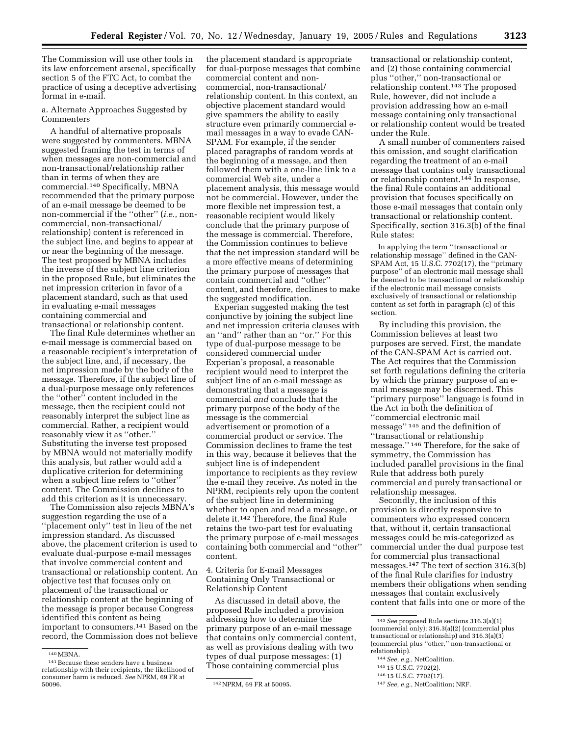The Commission will use other tools in its law enforcement arsenal, specifically section 5 of the FTC Act, to combat the practice of using a deceptive advertising format in e-mail.

a. Alternate Approaches Suggested by Commenters

A handful of alternative proposals were suggested by commenters. MBNA suggested framing the test in terms of when messages are non-commercial and non-transactional/relationship rather than in terms of when they are commercial.[140] Specifically, MBNA recommended that the primary purpose of an e-mail message be deemed to be non-commercial if the ''other'' (*i.e.*, non-commercial, non-transactional/relationship) content is referenced in the subject line, and begins to appear at or near the beginning of the message. The test proposed by MBNA includes the inverse of the subject line criterion in the proposed Rule, but eliminates the net impression criterion in favor of a placement standard, such as that used in evaluating e-mail messages containing commercial and transactional or relationship content.

The final Rule determines whether an e-mail message is commercial based on a reasonable recipient's interpretation of the subject line, and, if necessary, the net impression made by the body of the message. Therefore, if the subject line of a dual-purpose message only references the ''other'' content included in the message, then the recipient could not reasonably interpret the subject line as commercial. Rather, a recipient would reasonably view it as ''other.'' Substituting the inverse test proposed by MBNA would not materially modify this analysis, but rather would add a duplicative criterion for determining when a subject line refers to ''other'' content. The Commission declines to add this criterion as it is unnecessary.

The Commission also rejects MBNA's suggestion regarding the use of a ''placement only'' test in lieu of the net impression standard. As discussed above, the placement criterion is used to evaluate dual-purpose e-mail messages that involve commercial content and transactional or relationship content. An objective test that focuses only on placement of the transactional or relationship content at the beginning of the message is proper because Congress identified this content as being important to consumers.[141] Based on the record, the Commission does not believe the placement standard is appropriate for dual-purpose messages that combine commercial content and non-commercial, non-transactional/relationship content. In this context, an objective placement standard would give spammers the ability to easily structure even primarily commercial e-mail messages in a way to evade CAN-SPAM. For example, if the sender placed paragraphs of random words at the beginning of a message, and then followed them with a one-line link to a commercial Web site, under a placement analysis, this message would not be commercial. However, under the more flexible net impression test, a reasonable recipient would likely conclude that the primary purpose of the message is commercial. Therefore, the Commission continues to believe that the net impression standard will be a more effective means of determining the primary purpose of messages that contain commercial and ''other'' content, and therefore, declines to make the suggested modification.

Experian suggested making the test conjunctive by joining the subject line and net impression criteria clauses with an ''and'' rather than an ''or.'' For this type of dual-purpose message to be considered commercial under Experian's proposal, a reasonable recipient would need to interpret the subject line of an e-mail message as demonstrating that a message is commercial *and* conclude that the primary purpose of the body of the message is the commercial advertisement or promotion of a commercial product or service. The Commission declines to frame the test in this way, because it believes that the subject line is of independent importance to recipients as they review the e-mail they receive. As noted in the NPRM, recipients rely upon the content of the subject line in determining whether to open and read a message, or delete it.[142] Therefore, the final Rule retains the two-part test for evaluating the primary purpose of e-mail messages containing both commercial and ''other'' content.

4. Criteria for E-mail Messages Containing Only Transactional or Relationship Content

As discussed in detail above, the proposed Rule included a provision addressing how to determine the primary purpose of an e-mail message that contains only commercial content, as well as provisions dealing with two types of dual purpose messages: (1) Those containing commercial plus transactional or relationship content, and (2) those containing commercial plus ''other,'' non-transactional or relationship content.[143] The proposed Rule, however, did not include a provision addressing how an e-mail message containing only transactional or relationship content would be treated under the Rule.

A small number of commenters raised this omission, and sought clarification regarding the treatment of an e-mail message that contains only transactional or relationship content.[144] In response, the final Rule contains an additional provision that focuses specifically on those e-mail messages that contain only transactional or relationship content. Specifically, section 316.3(b) of the final Rule states:

> In applying the term ''transactional or relationship message'' defined in the CAN-SPAM Act, 15 U.S.C. 7702(17), the ''primary purpose'' of an electronic mail message shall be deemed to be transactional or relationship if the electronic mail message consists exclusively of transactional or relationship content as set forth in paragraph (c) of this section.

By including this provision, the Commission believes at least two purposes are served. First, the mandate of the CAN-SPAM Act is carried out. The Act requires that the Commission set forth regulations defining the criteria by which the primary purpose of an e-mail message may be discerned. This ''primary purpose'' language is found in the Act in both the definition of ''commercial electronic mail message''[145] and the definition of ''transactional or relationship message.''[146] Therefore, for the sake of symmetry, the Commission has included parallel provisions in the final Rule that address both purely commercial and purely transactional or relationship messages.

Secondly, the inclusion of this provision is directly responsive to commenters who expressed concern that, without it, certain transactional messages could be mis-categorized as commercial under the dual purpose test for commercial plus transactional messages.[147] The text of section 316.3(b) of the final Rule clarifies for industry members their obligations when sending messages that contain exclusively content that falls into one or more of the

---

[140] MBNA.

[141] Because these senders have a business relationship with their recipients, the likelihood of consumer harm is reduced. *See* NPRM, 69 FR at 50096.

[142] NPRM, 69 FR at 50095.

[143] *See* proposed Rule sections 316.3(a)(1) (commercial only); 316.3(a)(2) (commercial plus transactional or relationship) and 316.3(a)(3) (commercial plus ''other,'' non-transactional or relationship).

[144] *See, e.g.*, NetCoalition.

[145] 15 U.S.C. 7702(2).

[146] 15 U.S.C. 7702(17).

[147] *See, e.g.*, NetCoalition; NRF.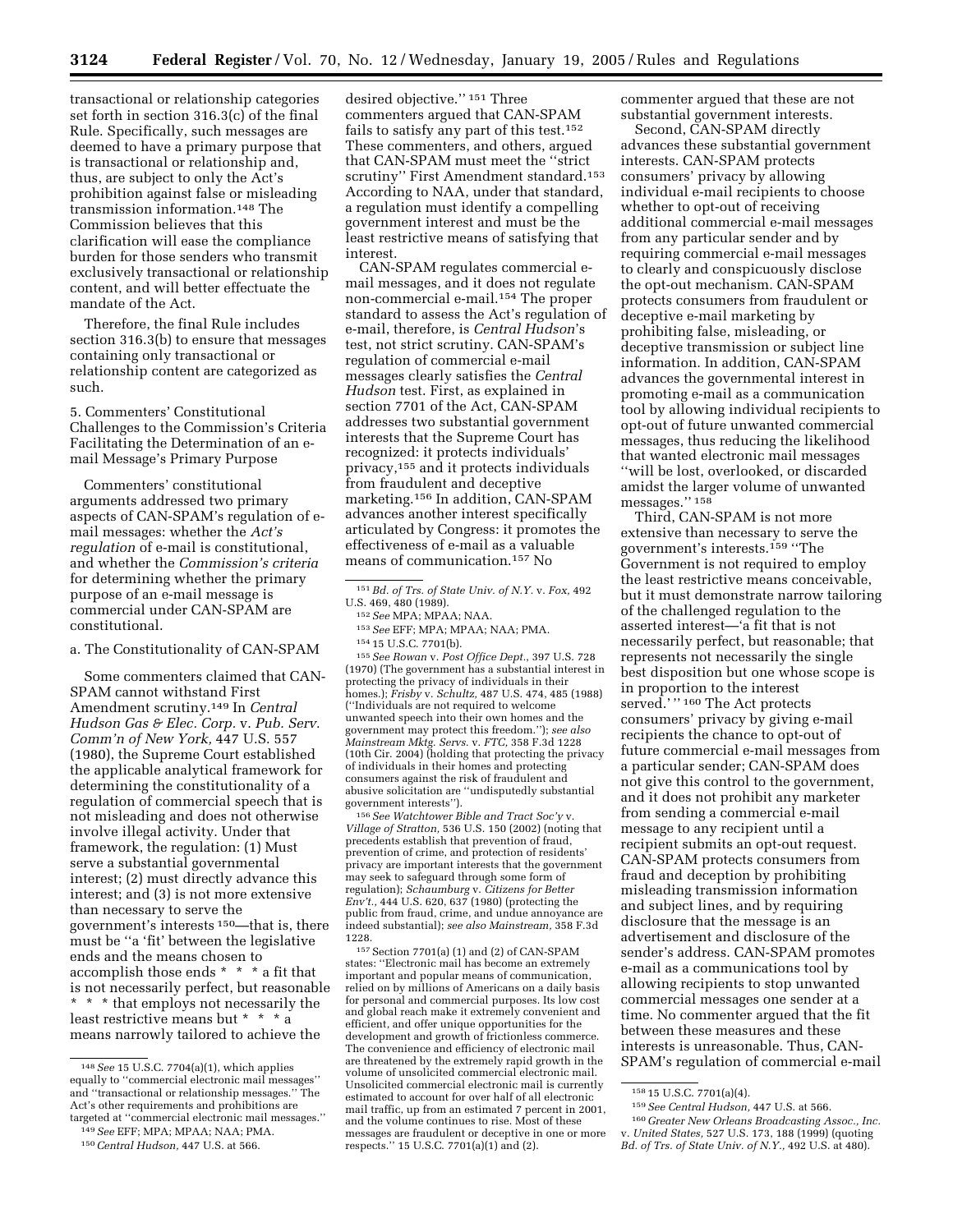transactional or relationship categories set forth in section 316.3(c) of the final Rule. Specifically, such messages are deemed to have a primary purpose that is transactional or relationship and, thus, are subject to only the Act's prohibition against false or misleading transmission information.[148] The Commission believes that this clarification will ease the compliance burden for those senders who transmit exclusively transactional or relationship content, and will better effectuate the mandate of the Act.

Therefore, the final Rule includes section 316.3(b) to ensure that messages containing only transactional or relationship content are categorized as such.

5. Commenters' Constitutional Challenges to the Commission's Criteria Facilitating the Determination of an e-mail Message's Primary Purpose

Commenters' constitutional arguments addressed two primary aspects of CAN-SPAM's regulation of e-mail messages: whether the *Act's regulation* of e-mail is constitutional, and whether the *Commission's criteria* for determining whether the primary purpose of an e-mail message is commercial under CAN-SPAM are constitutional.

a. The Constitutionality of CAN-SPAM

Some commenters claimed that CAN-SPAM cannot withstand First Amendment scrutiny.[149] In *Central Hudson Gas & Elec. Corp.* v. *Pub. Serv. Comm'n of New York,* 447 U.S. 557 (1980), the Supreme Court established the applicable analytical framework for determining the constitutionality of a regulation of commercial speech that is not misleading and does not otherwise involve illegal activity. Under that framework, the regulation: (1) Must serve a substantial governmental interest; (2) must directly advance this interest; and (3) is not more extensive than necessary to serve the government's interests [150]—that is, there must be ''a 'fit' between the legislative ends and the means chosen to accomplish those ends * * * a fit that is not necessarily perfect, but reasonable * * * that employs not necessarily the least restrictive means but * * * a means narrowly tailored to achieve the desired objective.'' [151] Three commenters argued that CAN-SPAM fails to satisfy any part of this test.[152] These commenters, and others, argued that CAN-SPAM must meet the ''strict scrutiny'' First Amendment standard.[153] According to NAA, under that standard, a regulation must identify a compelling government interest and must be the least restrictive means of satisfying that interest.

CAN-SPAM regulates commercial e-mail messages, and it does not regulate non-commercial e-mail.[154] The proper standard to assess the Act's regulation of e-mail, therefore, is *Central Hudson*'s test, not strict scrutiny. CAN-SPAM's regulation of commercial e-mail messages clearly satisfies the *Central Hudson* test. First, as explained in section 7701 of the Act, CAN-SPAM addresses two substantial government interests that the Supreme Court has recognized: it protects individuals' privacy,[155] and it protects individuals from fraudulent and deceptive marketing.[156] In addition, CAN-SPAM advances another interest specifically articulated by Congress: it promotes the effectiveness of e-mail as a valuable means of communication.[157] No commenter argued that these are not substantial government interests.

Second, CAN-SPAM directly advances these substantial government interests. CAN-SPAM protects consumers' privacy by allowing individual e-mail recipients to choose whether to opt-out of receiving additional commercial e-mail messages from any particular sender and by requiring commercial e-mail messages to clearly and conspicuously disclose the opt-out mechanism. CAN-SPAM protects consumers from fraudulent or deceptive e-mail marketing by prohibiting false, misleading, or deceptive transmission or subject line information. In addition, CAN-SPAM advances the governmental interest in promoting e-mail as a communication tool by allowing individual recipients to opt-out of future unwanted commercial messages, thus reducing the likelihood that wanted electronic mail messages ''will be lost, overlooked, or discarded amidst the larger volume of unwanted messages.'' [158]

Third, CAN-SPAM is not more extensive than necessary to serve the government's interests.[159] ''The Government is not required to employ the least restrictive means conceivable, but it must demonstrate narrow tailoring of the challenged regulation to the asserted interest—'a fit that is not necessarily perfect, but reasonable; that represents not necessarily the single best disposition but one whose scope is in proportion to the interest served.' '' [160] The Act protects consumers' privacy by giving e-mail recipients the chance to opt-out of future commercial e-mail messages from a particular sender; CAN-SPAM does not give this control to the government, and it does not prohibit any marketer from sending a commercial e-mail message to any recipient until a recipient submits an opt-out request. CAN-SPAM protects consumers from fraud and deception by prohibiting misleading transmission information and subject lines, and by requiring disclosure that the message is an advertisement and disclosure of the sender's address. CAN-SPAM promotes e-mail as a communications tool by allowing recipients to stop unwanted commercial messages one sender at a time. No commenter argued that the fit between these measures and these interests is unreasonable. Thus, CAN-SPAM's regulation of commercial e-mail

---

[148] *See* 15 U.S.C. 7704(a)(1), which applies equally to ''commercial electronic mail messages'' and ''transactional or relationship messages.'' The Act's other requirements and prohibitions are targeted at ''commercial electronic mail messages.''

[149] *See* EFF; MPA; MPAA; NAA; PMA.

[150] *Central Hudson,* 447 U.S. at 566.

[151] *Bd. of Trs. of State Univ. of N.Y.* v. *Fox,* 492 U.S. 469, 480 (1989).

[152] *See* MPA; MPAA; NAA.

[153] *See* EFF; MPA; MPAA; NAA; PMA.

[154] 15 U.S.C. 7701(b).

[155] *See Rowan* v. *Post Office Dept.*, 397 U.S. 728 (1970) (The government has a substantial interest in protecting the privacy of individuals in their homes.); *Frisby* v. *Schultz,* 487 U.S. 474, 485 (1988) (''Individuals are not required to welcome unwanted speech into their own homes and the government may protect this freedom.''); *see also Mainstream Mktg. Servs.* v. *FTC,* 358 F.3d 1228 (10th Cir. 2004) (holding that protecting the privacy of individuals in their homes and protecting consumers against the risk of fraudulent and abusive solicitation are ''undisputedly substantial government interests'').

[156] *See Watchtower Bible and Tract Soc'y* v. *Village of Stratton,* 536 U.S. 150 (2002) (noting that precedents establish that prevention of fraud, prevention of crime, and protection of residents' privacy are important interests that the government may seek to safeguard through some form of regulation); *Schaumburg* v. *Citizens for Better Env't.,* 444 U.S. 620, 637 (1980) (protecting the public from fraud, crime, and undue annoyance are indeed substantial); *see also Mainstream,* 358 F.3d 1228.

[157] Section 7701(a) (1) and (2) of CAN-SPAM states: ''Electronic mail has become an extremely important and popular means of communication, relied on by millions of Americans on a daily basis for personal and commercial purposes. Its low cost and global reach make it extremely convenient and efficient, and offer unique opportunities for the development and growth of frictionless commerce. The convenience and efficiency of electronic mail are threatened by the extremely rapid growth in the volume of unsolicited commercial electronic mail. Unsolicited commercial electronic mail is currently estimated to account for over half of all electronic mail traffic, up from an estimated 7 percent in 2001, and the volume continues to rise. Most of these messages are fraudulent or deceptive in one or more respects.'' 15 U.S.C. 7701(a)(1) and (2).

[158] 15 U.S.C. 7701(a)(4).

[159] *See Central Hudson,* 447 U.S. at 566.

[160] *Greater New Orleans Broadcasting Assoc., Inc.* v. *United States,* 527 U.S. 173, 188 (1999) (quoting *Bd. of Trs. of State Univ. of N.Y.,* 492 U.S. at 480).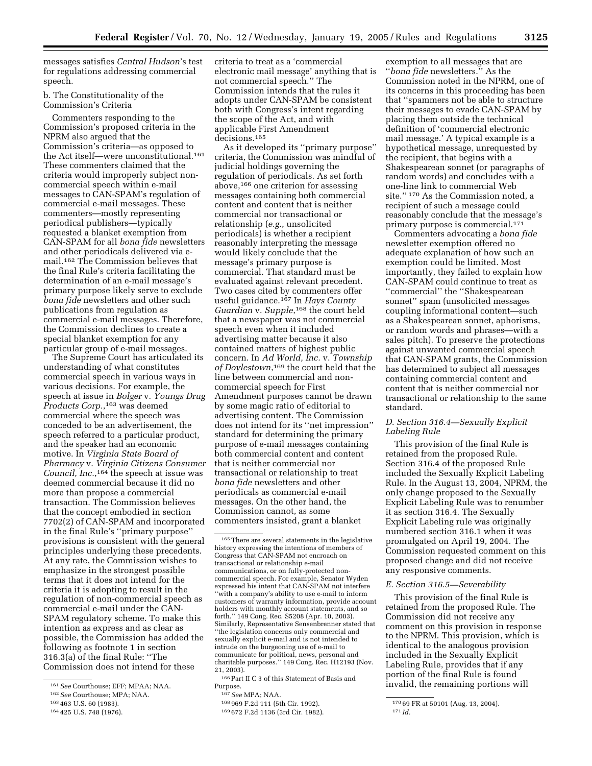messages satisfies *Central Hudson*'s test for regulations addressing commercial speech.

b. The Constitutionality of the Commission's Criteria

Commenters responding to the Commission's proposed criteria in the NPRM also argued that the Commission's criteria—as opposed to the Act itself—were unconstitutional.[161] These commenters claimed that the criteria would improperly subject non-commercial speech within e-mail messages to CAN-SPAM's regulation of commercial e-mail messages. These commenters—mostly representing periodical publishers—typically requested a blanket exemption from CAN-SPAM for all *bona fide* newsletters and other periodicals delivered via e-mail.[162] The Commission believes that the final Rule's criteria facilitating the determination of an e-mail message's primary purpose likely serve to exclude *bona fide* newsletters and other such publications from regulation as commercial e-mail messages. Therefore, the Commission declines to create a special blanket exemption for any particular group of e-mail messages.

The Supreme Court has articulated its understanding of what constitutes commercial speech in various ways in various decisions. For example, the speech at issue in *Bolger* v. *Youngs Drug Products Corp.*,[163] was deemed commercial where the speech was conceded to be an advertisement, the speech referred to a particular product, and the speaker had an economic motive. In *Virginia State Board of Pharmacy* v. *Virginia Citizens Consumer Council, Inc.*,[164] the speech at issue was deemed commercial because it did no more than propose a commercial transaction. The Commission believes that the concept embodied in section 7702(2) of CAN-SPAM and incorporated in the final Rule's "primary purpose" provisions is consistent with the general principles underlying these precedents. At any rate, the Commission wishes to emphasize in the strongest possible terms that it does not intend for the criteria it is adopting to result in the regulation of non-commercial speech as commercial e-mail under the CAN-SPAM regulatory scheme. To make this intention as express and as clear as possible, the Commission has added the following as footnote 1 in section 316.3(a) of the final Rule: "The Commission does not intend for these criteria to treat as a 'commercial electronic mail message' anything that is not commercial speech." The Commission intends that the rules it adopts under CAN-SPAM be consistent both with Congress's intent regarding the scope of the Act, and with applicable First Amendment decisions.[165]

As it developed its "primary purpose" criteria, the Commission was mindful of judicial holdings governing the regulation of periodicals. As set forth above,[166] one criterion for assessing messages containing both commercial content and content that is neither commercial nor transactional or relationship (*e.g.*, unsolicited periodicals) is whether a recipient reasonably interpreting the message would likely conclude that the message's primary purpose is commercial. That standard must be evaluated against relevant precedent. Two cases cited by commenters offer useful guidance.[167] In *Hays County Guardian* v. *Supple*,[168] the court held that a newspaper was not commercial speech even when it included advertising matter because it also contained matters of highest public concern. In *Ad World, Inc.* v. *Township of Doylestown*,[169] the court held that the line between commercial and non-commercial speech for First Amendment purposes cannot be drawn by some magic ratio of editorial to advertising content. The Commission does not intend for its "net impression" standard for determining the primary purpose of e-mail messages containing both commercial content and content that is neither commercial nor transactional or relationship to treat *bona fide* newsletters and other periodicals as commercial e-mail messages. On the other hand, the Commission cannot, as some commenters insisted, grant a blanket exemption to all messages that are "*bona fide* newsletters." As the Commission noted in the NPRM, one of its concerns in this proceeding has been that "spammers not be able to structure their messages to evade CAN-SPAM by placing them outside the technical definition of 'commercial electronic mail message.' A typical example is a hypothetical message, unrequested by the recipient, that begins with a Shakespearean sonnet (or paragraphs of random words) and concludes with a one-line link to commercial Web site." [170] As the Commission noted, a recipient of such a message could reasonably conclude that the message's primary purpose is commercial.[171]

Commenters advocating a *bona fide* newsletter exemption offered no adequate explanation of how such an exemption could be limited. Most importantly, they failed to explain how CAN-SPAM could continue to treat as "commercial" the "Shakespearean sonnet" spam (unsolicited messages coupling informational content—such as a Shakespearean sonnet, aphorisms, or random words and phrases—with a sales pitch). To preserve the protections against unwanted commercial speech that CAN-SPAM grants, the Commission has determined to subject all messages containing commercial content and content that is neither commercial nor transactional or relationship to the same standard.

## *D. Section 316.4—Sexually Explicit Labeling Rule*

This provision of the final Rule is retained from the proposed Rule. Section 316.4 of the proposed Rule included the Sexually Explicit Labeling Rule. In the August 13, 2004, NPRM, the only change proposed to the Sexually Explicit Labeling Rule was to renumber it as section 316.4. The Sexually Explicit Labeling rule was originally numbered section 316.1 when it was promulgated on April 19, 2004. The Commission requested comment on this proposed change and did not receive any responsive comments.

## *E. Section 316.5—Severability*

This provision of the final Rule is retained from the proposed Rule. The Commission did not receive any comment on this provision in response to the NPRM. This provision, which is identical to the analogous provision included in the Sexually Explicit Labeling Rule, provides that if any portion of the final Rule is found invalid, the remaining portions will

---

[161] *See* Courthouse; EFF; MPAA; NAA.

[162] *See* Courthouse; MPA; NAA.

[163] 463 U.S. 60 (1983).

[164] 425 U.S. 748 (1976).

[165] There are several statements in the legislative history expressing the intentions of members of Congress that CAN-SPAM not encroach on transactional or relationship e-mail communications, or on fully-protected non-commercial speech. For example, Senator Wyden expressed his intent that CAN-SPAM not interfere "with a company's ability to use e-mail to inform customers of warranty information, provide account holders with monthly account statements, and so forth." 149 Cong. Rec. S5208 (Apr. 10, 2003). Similarly, Representative Sensenbrenner stated that "the legislation concerns only commercial and sexually explicit e-mail and is not intended to intrude on the burgeoning use of e-mail to communicate for political, news, personal and charitable purposes." 149 Cong. Rec. H12193 (Nov. 21, 2003).

[166] Part II C 3 of this Statement of Basis and Purpose.

[167] *See* MPA; NAA.

[168] 969 F.2d 111 (5th Cir. 1992).

[169] 672 F.2d 1136 (3rd Cir. 1982).

[170] 69 FR at 50101 (Aug. 13, 2004).

[171] *Id.*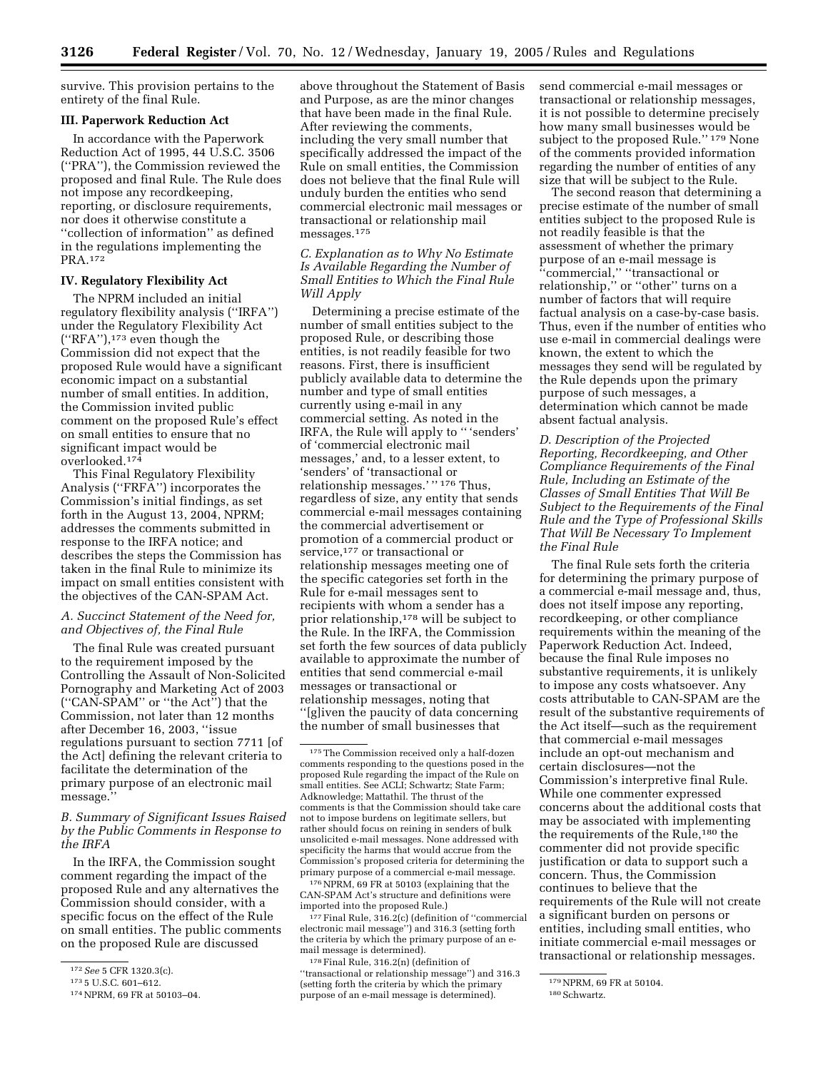survive. This provision pertains to the entirety of the final Rule.

### III. Paperwork Reduction Act

In accordance with the Paperwork Reduction Act of 1995, 44 U.S.C. 3506 (''PRA''), the Commission reviewed the proposed and final Rule. The Rule does not impose any recordkeeping, reporting, or disclosure requirements, nor does it otherwise constitute a ''collection of information'' as defined in the regulations implementing the PRA.[172]

### IV. Regulatory Flexibility Act

The NPRM included an initial regulatory flexibility analysis (''IRFA'') under the Regulatory Flexibility Act (''RFA''),[173] even though the Commission did not expect that the proposed Rule would have a significant economic impact on a substantial number of small entities. In addition, the Commission invited public comment on the proposed Rule's effect on small entities to ensure that no significant impact would be overlooked.[174]

This Final Regulatory Flexibility Analysis (''FRFA'') incorporates the Commission's initial findings, as set forth in the August 13, 2004, NPRM; addresses the comments submitted in response to the IRFA notice; and describes the steps the Commission has taken in the final Rule to minimize its impact on small entities consistent with the objectives of the CAN-SPAM Act.

#### *A. Succinct Statement of the Need for, and Objectives of, the Final Rule*

The final Rule was created pursuant to the requirement imposed by the Controlling the Assault of Non-Solicited Pornography and Marketing Act of 2003 (''CAN-SPAM'' or ''the Act'') that the Commission, not later than 12 months after December 16, 2003, ''issue regulations pursuant to section 7711 [of the Act] defining the relevant criteria to facilitate the determination of the primary purpose of an electronic mail message.''

#### *B. Summary of Significant Issues Raised by the Public Comments in Response to the IRFA*

In the IRFA, the Commission sought comment regarding the impact of the proposed Rule and any alternatives the Commission should consider, with a specific focus on the effect of the Rule on small entities. The public comments on the proposed Rule are discussed above throughout the Statement of Basis and Purpose, as are the minor changes that have been made in the final Rule. After reviewing the comments, including the very small number that specifically addressed the impact of the Rule on small entities, the Commission does not believe that the final Rule will unduly burden the entities who send commercial electronic mail messages or transactional or relationship mail messages.[175]

#### *C. Explanation as to Why No Estimate Is Available Regarding the Number of Small Entities to Which the Final Rule Will Apply*

Determining a precise estimate of the number of small entities subject to the proposed Rule, or describing those entities, is not readily feasible for two reasons. First, there is insufficient publicly available data to determine the number and type of small entities currently using e-mail in any commercial setting. As noted in the IRFA, the Rule will apply to '' 'senders' of 'commercial electronic mail messages,' and, to a lesser extent, to 'senders' of 'transactional or relationship messages.' ''[176] Thus, regardless of size, any entity that sends commercial e-mail messages containing the commercial advertisement or promotion of a commercial product or service,[177] or transactional or relationship messages meeting one of the specific categories set forth in the Rule for e-mail messages sent to recipients with whom a sender has a prior relationship,[178] will be subject to the Rule. In the IRFA, the Commission set forth the few sources of data publicly available to approximate the number of entities that send commercial e-mail messages or transactional or relationship messages, noting that ''[g]iven the paucity of data concerning the number of small businesses that send commercial e-mail messages or transactional or relationship messages, it is not possible to determine precisely how many small businesses would be subject to the proposed Rule.''[179] None of the comments provided information regarding the number of entities of any size that will be subject to the Rule.

The second reason that determining a precise estimate of the number of small entities subject to the proposed Rule is not readily feasible is that the assessment of whether the primary purpose of an e-mail message is ''commercial,'' ''transactional or relationship,'' or ''other'' turns on a number of factors that will require factual analysis on a case-by-case basis. Thus, even if the number of entities who use e-mail in commercial dealings were known, the extent to which the messages they send will be regulated by the Rule depends upon the primary purpose of such messages, a determination which cannot be made absent factual analysis.

#### *D. Description of the Projected Reporting, Recordkeeping, and Other Compliance Requirements of the Final Rule, Including an Estimate of the Classes of Small Entities That Will Be Subject to the Requirements of the Final Rule and the Type of Professional Skills That Will Be Necessary To Implement the Final Rule*

The final Rule sets forth the criteria for determining the primary purpose of a commercial e-mail message and, thus, does not itself impose any reporting, recordkeeping, or other compliance requirements within the meaning of the Paperwork Reduction Act. Indeed, because the final Rule imposes no substantive requirements, it is unlikely to impose any costs whatsoever. Any costs attributable to CAN-SPAM are the result of the substantive requirements of the Act itself—such as the requirement that commercial e-mail messages include an opt-out mechanism and certain disclosures—not the Commission's interpretive final Rule. While one commenter expressed concerns about the additional costs that may be associated with implementing the requirements of the Rule,[180] the commenter did not provide specific justification or data to support such a concern. Thus, the Commission continues to believe that the requirements of the Rule will not create a significant burden on persons or entities, including small entities, who initiate commercial e-mail messages or transactional or relationship messages.

---

[172] *See* 5 CFR 1320.3(c).

[173] 5 U.S.C. 601–612.

[174] NPRM, 69 FR at 50103–04.

[175] The Commission received only a half-dozen comments responding to the questions posed in the proposed Rule regarding the impact of the Rule on small entities. See ACLI; Schwartz; State Farm; Adknowledge; Mattathil. The thrust of the comments is that the Commission should take care not to impose burdens on legitimate sellers, but rather should focus on reining in senders of bulk unsolicited e-mail messages. None addressed with specificity the harms that would accrue from the Commission's proposed criteria for determining the primary purpose of a commercial e-mail message.

[176] NPRM, 69 FR at 50103 (explaining that the CAN-SPAM Act's structure and definitions were imported into the proposed Rule.)

[177] Final Rule, 316.2(c) (definition of ''commercial electronic mail message'') and 316.3 (setting forth the criteria by which the primary purpose of an e-mail message is determined).

[178] Final Rule, 316.2(n) (definition of ''transactional or relationship message'') and 316.3 (setting forth the criteria by which the primary purpose of an e-mail message is determined).

[179] NPRM, 69 FR at 50104.

[180] Schwartz.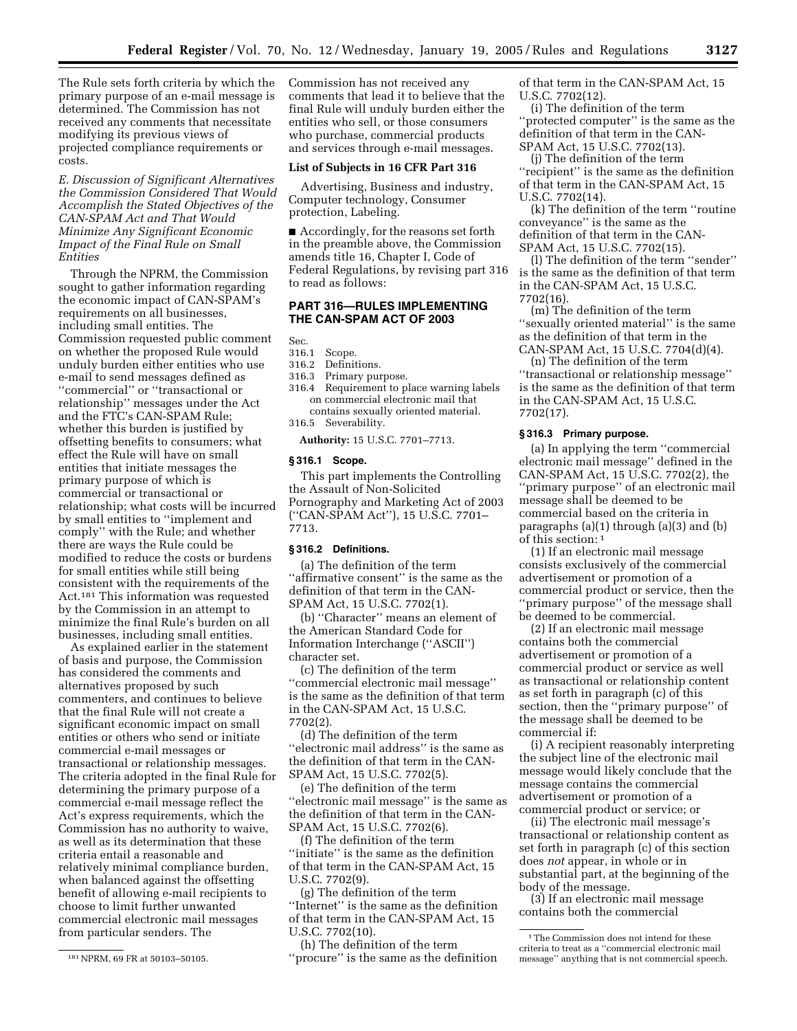The Rule sets forth criteria by which the primary purpose of an e-mail message is determined. The Commission has not received any comments that necessitate modifying its previous views of projected compliance requirements or costs.

*E. Discussion of Significant Alternatives the Commission Considered That Would Accomplish the Stated Objectives of the CAN-SPAM Act and That Would Minimize Any Significant Economic Impact of the Final Rule on Small Entities*

Through the NPRM, the Commission sought to gather information regarding the economic impact of CAN-SPAM's requirements on all businesses, including small entities. The Commission requested public comment on whether the proposed Rule would unduly burden either entities who use e-mail to send messages defined as "commercial" or "transactional or relationship" messages under the Act and the FTC's CAN-SPAM Rule; whether this burden is justified by offsetting benefits to consumers; what effect the Rule will have on small entities that initiate messages the primary purpose of which is commercial or transactional or relationship; what costs will be incurred by small entities to "implement and comply" with the Rule; and whether there are ways the Rule could be modified to reduce the costs or burdens for small entities while still being consistent with the requirements of the Act.[181] This information was requested by the Commission in an attempt to minimize the final Rule's burden on all businesses, including small entities.

As explained earlier in the statement of basis and purpose, the Commission has considered the comments and alternatives proposed by such commenters, and continues to believe that the final Rule will not create a significant economic impact on small entities or others who send or initiate commercial e-mail messages or transactional or relationship messages. The criteria adopted in the final Rule for determining the primary purpose of a commercial e-mail message reflect the Act's express requirements, which the Commission has no authority to waive, as well as its determination that these criteria entail a reasonable and relatively minimal compliance burden, when balanced against the offsetting benefit of allowing e-mail recipients to choose to limit further unwanted commercial electronic mail messages from particular senders. The Commission has not received any comments that lead it to believe that the final Rule will unduly burden either the entities who sell, or those consumers who purchase, commercial products and services through e-mail messages.

**List of Subjects in 16 CFR Part 316**

Advertising, Business and industry, Computer technology, Consumer protection, Labeling.

■ Accordingly, for the reasons set forth in the preamble above, the Commission amends title 16, Chapter I, Code of Federal Regulations, by revising part 316 to read as follows:

## PART 316—RULES IMPLEMENTING THE CAN-SPAM ACT OF 2003

Sec.
316.1 Scope.
316.2 Definitions.
316.3 Primary purpose.
316.4 Requirement to place warning labels on commercial electronic mail that contains sexually oriented material.
316.5 Severability.

**Authority:** 15 U.S.C. 7701–7713.

### § 316.1 Scope.

This part implements the Controlling the Assault of Non-Solicited Pornography and Marketing Act of 2003 ("CAN-SPAM Act"), 15 U.S.C. 7701–7713.

### § 316.2 Definitions.

(a) The definition of the term "affirmative consent" is the same as the definition of that term in the CAN-SPAM Act, 15 U.S.C. 7702(1).

(b) "Character" means an element of the American Standard Code for Information Interchange ("ASCII") character set.

(c) The definition of the term "commercial electronic mail message" is the same as the definition of that term in the CAN-SPAM Act, 15 U.S.C. 7702(2).

(d) The definition of the term "electronic mail address" is the same as the definition of that term in the CAN-SPAM Act, 15 U.S.C. 7702(5).

(e) The definition of the term "electronic mail message" is the same as the definition of that term in the CAN-SPAM Act, 15 U.S.C. 7702(6).

(f) The definition of the term "initiate" is the same as the definition of that term in the CAN-SPAM Act, 15 U.S.C. 7702(9).

(g) The definition of the term "Internet" is the same as the definition of that term in the CAN-SPAM Act, 15 U.S.C. 7702(10).

(h) The definition of the term "procure" is the same as the definition of that term in the CAN-SPAM Act, 15 U.S.C. 7702(12).

(i) The definition of the term "protected computer" is the same as the definition of that term in the CAN-SPAM Act, 15 U.S.C. 7702(13).

(j) The definition of the term "recipient" is the same as the definition of that term in the CAN-SPAM Act, 15 U.S.C. 7702(14).

(k) The definition of the term "routine conveyance" is the same as the definition of that term in the CAN-SPAM Act, 15 U.S.C. 7702(15).

(l) The definition of the term "sender" is the same as the definition of that term in the CAN-SPAM Act, 15 U.S.C. 7702(16).

(m) The definition of the term "sexually oriented material" is the same as the definition of that term in the CAN-SPAM Act, 15 U.S.C. 7704(d)(4).

(n) The definition of the term "transactional or relationship message" is the same as the definition of that term in the CAN-SPAM Act, 15 U.S.C. 7702(17).

### § 316.3 Primary purpose.

(a) In applying the term "commercial electronic mail message" defined in the CAN-SPAM Act, 15 U.S.C. 7702(2), the "primary purpose" of an electronic mail message shall be deemed to be commercial based on the criteria in paragraphs (a)(1) through (a)(3) and (b) of this section:[1]

(1) If an electronic mail message consists exclusively of the commercial advertisement or promotion of a commercial product or service, then the "primary purpose" of the message shall be deemed to be commercial.

(2) If an electronic mail message contains both the commercial advertisement or promotion of a commercial product or service as well as transactional or relationship content as set forth in paragraph (c) of this section, then the "primary purpose" of the message shall be deemed to be commercial if:

(i) A recipient reasonably interpreting the subject line of the electronic mail message would likely conclude that the message contains the commercial advertisement or promotion of a commercial product or service; or

(ii) The electronic mail message's transactional or relationship content as set forth in paragraph (c) of this section does *not* appear, in whole or in substantial part, at the beginning of the body of the message.

(3) If an electronic mail message contains both the commercial

---

[181] NPRM, 69 FR at 50103–50105.

[1] The Commission does not intend for these criteria to treat as a "commercial electronic mail message" anything that is not commercial speech.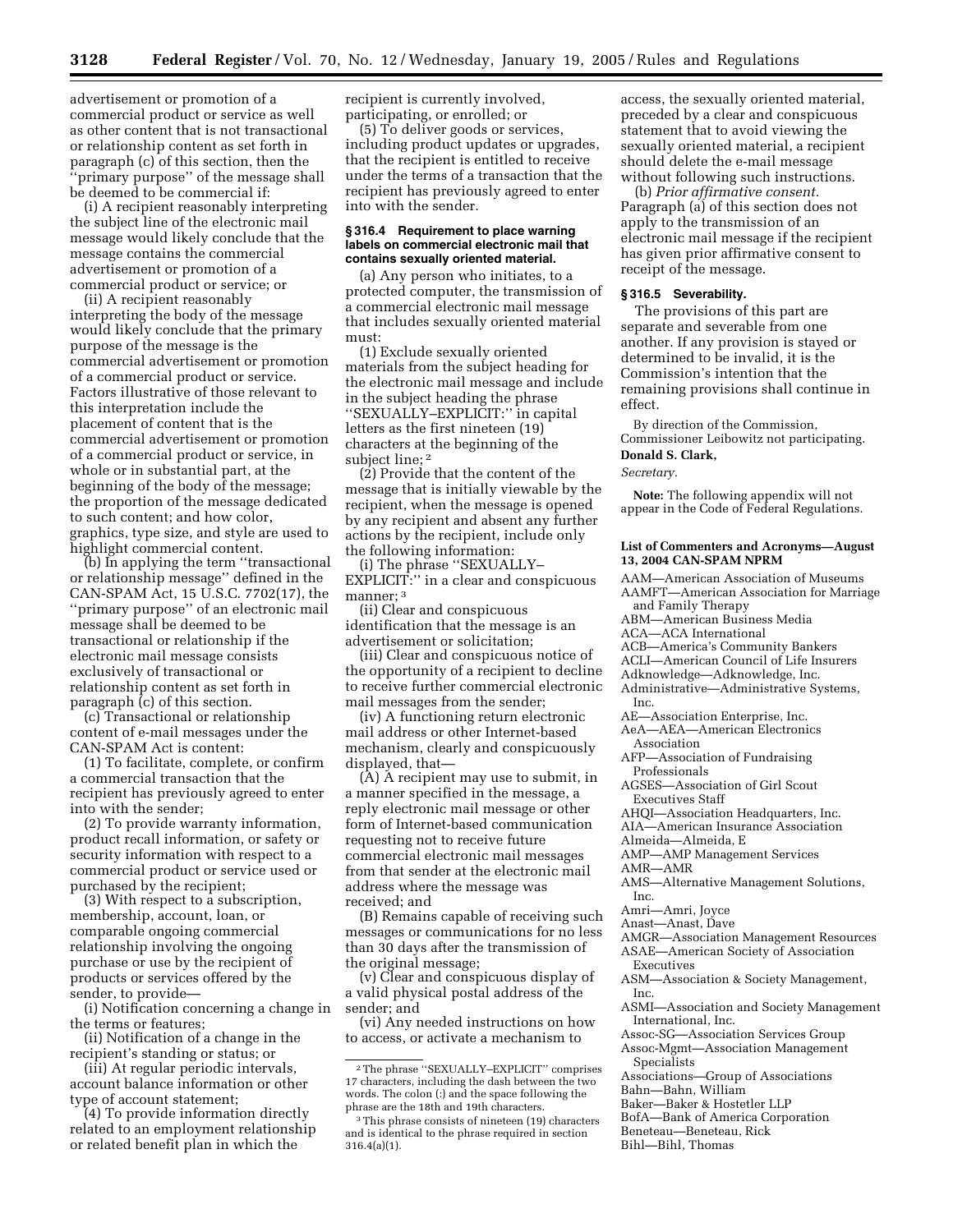advertisement or promotion of a commercial product or service as well as other content that is not transactional or relationship content as set forth in paragraph (c) of this section, then the ''primary purpose'' of the message shall be deemed to be commercial if:

(i) A recipient reasonably interpreting the subject line of the electronic mail message would likely conclude that the message contains the commercial advertisement or promotion of a commercial product or service; or

(ii) A recipient reasonably interpreting the body of the message would likely conclude that the primary purpose of the message is the commercial advertisement or promotion of a commercial product or service. Factors illustrative of those relevant to this interpretation include the placement of content that is the commercial advertisement or promotion of a commercial product or service, in whole or in substantial part, at the beginning of the body of the message; the proportion of the message dedicated to such content; and how color, graphics, type size, and style are used to highlight commercial content.

(b) In applying the term ''transactional or relationship message'' defined in the CAN-SPAM Act, 15 U.S.C. 7702(17), the ''primary purpose'' of an electronic mail message shall be deemed to be transactional or relationship if the electronic mail message consists exclusively of transactional or relationship content as set forth in paragraph (c) of this section.

(c) Transactional or relationship content of e-mail messages under the CAN-SPAM Act is content:

(1) To facilitate, complete, or confirm a commercial transaction that the recipient has previously agreed to enter into with the sender;

(2) To provide warranty information, product recall information, or safety or security information with respect to a commercial product or service used or purchased by the recipient;

(3) With respect to a subscription, membership, account, loan, or comparable ongoing commercial relationship involving the ongoing purchase or use by the recipient of products or services offered by the sender, to provide—

(i) Notification concerning a change in the terms or features;

(ii) Notification of a change in the recipient's standing or status; or

(iii) At regular periodic intervals, account balance information or other type of account statement;

(4) To provide information directly related to an employment relationship or related benefit plan in which the recipient is currently involved, participating, or enrolled; or

(5) To deliver goods or services, including product updates or upgrades, that the recipient is entitled to receive under the terms of a transaction that the recipient has previously agreed to enter into with the sender.

#### § 316.4 Requirement to place warning labels on commercial electronic mail that contains sexually oriented material.

(a) Any person who initiates, to a protected computer, the transmission of a commercial electronic mail message that includes sexually oriented material must:

(1) Exclude sexually oriented materials from the subject heading for the electronic mail message and include in the subject heading the phrase ''SEXUALLY–EXPLICIT:'' in capital letters as the first nineteen (19) characters at the beginning of the subject line;[2]

(2) Provide that the content of the message that is initially viewable by the recipient, when the message is opened by any recipient and absent any further actions by the recipient, include only the following information:

(i) The phrase ''SEXUALLY–EXPLICIT:'' in a clear and conspicuous manner;[3]

(ii) Clear and conspicuous identification that the message is an advertisement or solicitation;

(iii) Clear and conspicuous notice of the opportunity of a recipient to decline to receive further commercial electronic mail messages from the sender;

(iv) A functioning return electronic mail address or other Internet-based mechanism, clearly and conspicuously displayed, that—

(A) A recipient may use to submit, in a manner specified in the message, a reply electronic mail message or other form of Internet-based communication requesting not to receive future commercial electronic mail messages from that sender at the electronic mail address where the message was received; and

(B) Remains capable of receiving such messages or communications for no less than 30 days after the transmission of the original message;

(v) Clear and conspicuous display of a valid physical postal address of the sender; and

(vi) Any needed instructions on how to access, or activate a mechanism to access, the sexually oriented material, preceded by a clear and conspicuous statement that to avoid viewing the sexually oriented material, a recipient should delete the e-mail message without following such instructions.

(b) *Prior affirmative consent.* Paragraph (a) of this section does not apply to the transmission of an electronic mail message if the recipient has given prior affirmative consent to receipt of the message.

#### § 316.5 Severability.

The provisions of this part are separate and severable from one another. If any provision is stayed or determined to be invalid, it is the Commission's intention that the remaining provisions shall continue in effect.

By direction of the Commission, Commissioner Leibowitz not participating.

**Donald S. Clark,**

*Secretary.*

**Note:** The following appendix will not appear in the Code of Federal Regulations.

#### List of Commenters and Acronyms—August 13, 2004 CAN-SPAM NPRM

AAM—American Association of Museums
AAMFT—American Association for Marriage and Family Therapy
ABM—American Business Media
ACA—ACA International
ACB—America's Community Bankers
ACLI—American Council of Life Insurers
Adknowledge—Adknowledge, Inc.
Administrative—Administrative Systems, Inc.
AE—Association Enterprise, Inc.
AeA—AEA—American Electronics Association
AFP—Association of Fundraising Professionals
AGSES—Association of Girl Scout Executives Staff
AHQI—Association Headquarters, Inc.
AIA—American Insurance Association
Almeida—Almeida, E
AMP—AMP Management Services
AMR—AMR
AMS—Alternative Management Solutions, Inc.
Amri—Amri, Joyce
Anast—Anast, Dave
AMGR—Association Management Resources
ASAE—American Society of Association Executives
ASM—Association & Society Management, Inc.
ASMI—Association and Society Management International, Inc.
Assoc-SG—Association Services Group
Assoc-Mgmt—Association Management Specialists
Associations—Group of Associations
Bahn—Bahn, William
Baker—Baker & Hostetler LLP
BofA—Bank of America Corporation
Beneteau—Beneteau, Rick
Bihl—Bihl, Thomas

---

[2] The phrase ''SEXUALLY–EXPLICIT'' comprises 17 characters, including the dash between the two words. The colon (:) and the space following the phrase are the 18th and 19th characters.

[3] This phrase consists of nineteen (19) characters and is identical to the phrase required in section 316.4(a)(1).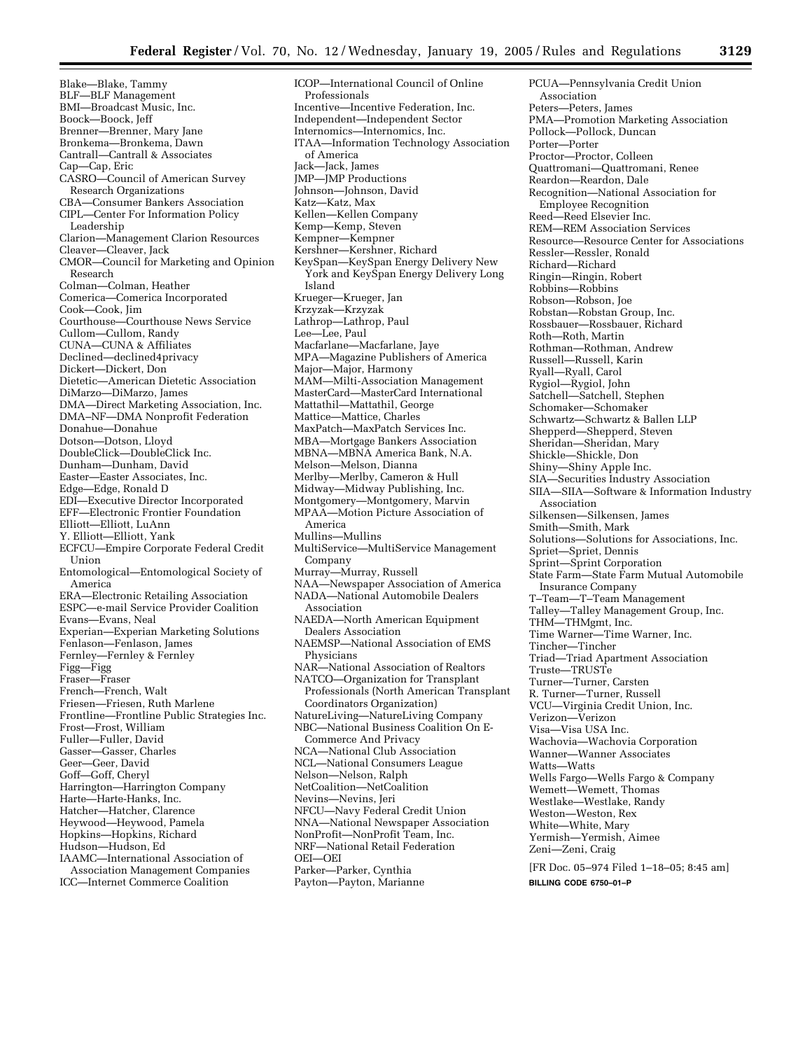Blake—Blake, Tammy
BLF—BLF Management
BMI—Broadcast Music, Inc.
Boock—Boock, Jeff
Brenner—Brenner, Mary Jane
Bronkema—Bronkema, Dawn
Cantrall—Cantrall & Associates
Cap—Cap, Eric
CASRO—Council of American Survey Research Organizations
CBA—Consumer Bankers Association
CIPL—Center For Information Policy Leadership
Clarion—Management Clarion Resources
Cleaver—Cleaver, Jack
CMOR—Council for Marketing and Opinion Research
Colman—Colman, Heather
Comerica—Comerica Incorporated
Cook—Cook, Jim
Courthouse—Courthouse News Service
Cullom—Cullom, Randy
CUNA—CUNA & Affiliates
Declined—declined4privacy
Dickert—Dickert, Don
Dietetic—American Dietetic Association
DiMarzo—DiMarzo, James
DMA—Direct Marketing Association, Inc.
DMA–NF—DMA Nonprofit Federation
Donahue—Donahue
Dotson—Dotson, Lloyd
DoubleClick—DoubleClick Inc.
Dunham—Dunham, David
Easter—Easter Associates, Inc.
Edge—Edge, Ronald D
EDI—Executive Director Incorporated
EFF—Electronic Frontier Foundation
Elliott—Elliott, LuAnn
Y. Elliott—Elliott, Yank
ECFCU—Empire Corporate Federal Credit Union
Entomological—Entomological Society of America
ERA—Electronic Retailing Association
ESPC—e-mail Service Provider Coalition
Evans—Evans, Neal
Experian—Experian Marketing Solutions
Fenlason—Fenlason, James
Fernley—Fernley & Fernley
Figg—Figg
Fraser—Fraser
French—French, Walt
Friesen—Friesen, Ruth Marlene
Frontline—Frontline Public Strategies Inc.
Frost—Frost, William
Fuller—Fuller, David
Gasser—Gasser, Charles
Geer—Geer, David
Goff—Goff, Cheryl
Harrington—Harrington Company
Harte—Harte-Hanks, Inc.
Hatcher—Hatcher, Clarence
Heywood—Heywood, Pamela
Hopkins—Hopkins, Richard
Hudson—Hudson, Ed
IAAMC—International Association of Association Management Companies
ICC—Internet Commerce Coalition
ICOP—International Council of Online Professionals
Incentive—Incentive Federation, Inc.
Independent—Independent Sector
Internomics—Internomics, Inc.
ITAA—Information Technology Association of America
Jack—Jack, James
JMP—JMP Productions
Johnson—Johnson, David
Katz—Katz, Max
Kellen—Kellen Company
Kemp—Kemp, Steven
Kempner—Kempner
Kershner—Kershner, Richard
KeySpan—KeySpan Energy Delivery New York and KeySpan Energy Delivery Long Island
Krueger—Krueger, Jan
Krzyzak—Krzyzak
Lathrop—Lathrop, Paul
Lee—Lee, Paul
Macfarlane—Macfarlane, Jaye
MPA—Magazine Publishers of America
Major—Major, Harmony
MAM—Milti-Association Management
MasterCard—MasterCard International
Mattathil—Mattathil, George
Mattice—Mattice, Charles
MaxPatch—MaxPatch Services Inc.
MBA—Mortgage Bankers Association
MBNA—MBNA America Bank, N.A.
Melson—Melson, Dianna
Merlby—Merlby, Cameron & Hull
Midway—Midway Publishing, Inc.
Montgomery—Montgomery, Marvin
MPAA—Motion Picture Association of America
Mullins—Mullins
MultiService—MultiService Management Company
Murray—Murray, Russell
NAA—Newspaper Association of America
NADA—National Automobile Dealers Association
NAEDA—North American Equipment Dealers Association
NAEMSP—National Association of EMS Physicians
NAR—National Association of Realtors
NATCO—Organization for Transplant Professionals (North American Transplant Coordinators Organization)
NatureLiving—NatureLiving Company
NBC—National Business Coalition On E-Commerce And Privacy
NCA—National Club Association
NCL—National Consumers League
Nelson—Nelson, Ralph
NetCoalition—NetCoalition
Nevins—Nevins, Jeri
NFCU—Navy Federal Credit Union
NNA—National Newspaper Association
NonProfit—NonProfit Team, Inc.
NRF—National Retail Federation
OEI—OEI
Parker—Parker, Cynthia
Payton—Payton, Marianne
PCUA—Pennsylvania Credit Union Association
Peters—Peters, James
PMA—Promotion Marketing Association
Pollock—Pollock, Duncan
Porter—Porter
Proctor—Proctor, Colleen
Quattromani—Quattromani, Renee
Reardon—Reardon, Dale
Recognition—National Association for Employee Recognition
Reed—Reed Elsevier Inc.
REM—REM Association Services
Resource—Resource Center for Associations
Ressler—Ressler, Ronald
Richard—Richard
Ringin—Ringin, Robert
Robbins—Robbins
Robson—Robson, Joe
Robstan—Robstan Group, Inc.
Rossbauer—Rossbauer, Richard
Roth—Roth, Martin
Rothman—Rothman, Andrew
Russell—Russell, Karin
Ryall—Ryall, Carol
Rygiol—Rygiol, John
Satchell—Satchell, Stephen
Schomaker—Schomaker
Schwartz—Schwartz & Ballen LLP
Shepperd—Shepperd, Steven
Sheridan—Sheridan, Mary
Shickle—Shickle, Don
Shiny—Shiny Apple Inc.
SIA—Securities Industry Association
SIIA—SIIA—Software & Information Industry Association
Silkensen—Silkensen, James
Smith—Smith, Mark
Solutions—Solutions for Associations, Inc.
Spriet—Spriet, Dennis
Sprint—Sprint Corporation
State Farm—State Farm Mutual Automobile Insurance Company
T–Team—T–Team Management
Talley—Talley Management Group, Inc.
THM—THMgmt, Inc.
Time Warner—Time Warner, Inc.
Tincher—Tincher
Triad—Triad Apartment Association
Truste—TRUSTe
Turner—Turner, Carsten
R. Turner—Turner, Russell
VCU—Virginia Credit Union, Inc.
Verizon—Verizon
Visa—Visa USA Inc.
Wachovia—Wachovia Corporation
Wanner—Wanner Associates
Watts—Watts
Wells Fargo—Wells Fargo & Company
Wemett—Wemett, Thomas
Westlake—Westlake, Randy
Weston—Weston, Rex
White—White, Mary
Yermish—Yermish, Aimee
Zeni—Zeni, Craig

[FR Doc. 05–974 Filed 1–18–05; 8:45 am]

**BILLING CODE 6750–01–P**